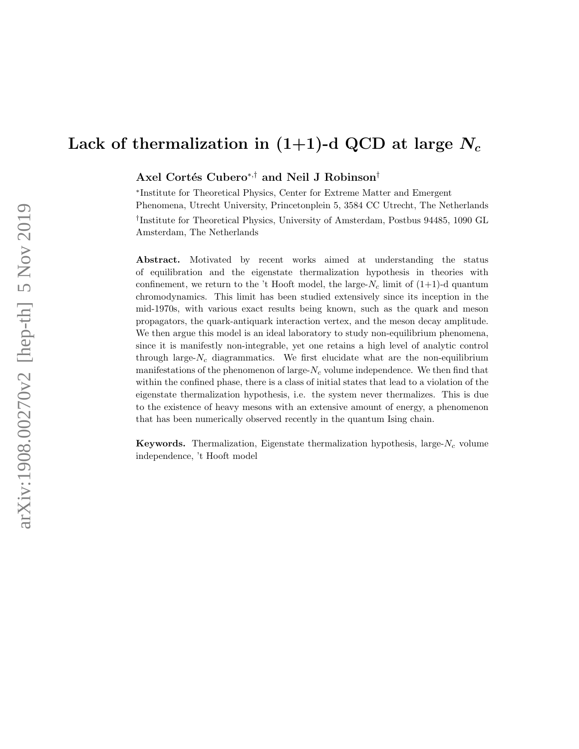# Lack of thermalization in (1+1)-d QCD at large $N_c$

**Axel Cortés Cubero**[∗,†] **and Neil J Robinson**[†]

[∗]Institute for Theoretical Physics, Center for Extreme Matter and Emergent Phenomena, Utrecht University, Princetonplein 5, 3584 CC Utrecht, The Netherlands

[†]Institute for Theoretical Physics, University of Amsterdam, Postbus 94485, 1090 GL Amsterdam, The Netherlands

**Abstract.** Motivated by recent works aimed at understanding the status of equilibration and the eigenstate thermalization hypothesis in theories with confinement, we return to the 't Hooft model, the large-$N_c$ limit of (1+1)-d quantum chromodynamics. This limit has been studied extensively since its inception in the mid-1970s, with various exact results being known, such as the quark and meson propagators, the quark-antiquark interaction vertex, and the meson decay amplitude. We then argue this model is an ideal laboratory to study non-equilibrium phenomena, since it is manifestly non-integrable, yet one retains a high level of analytic control through large-$N_c$ diagrammatics. We first elucidate what are the non-equilibrium manifestations of the phenomenon of large-$N_c$ volume independence. We then find that within the confined phase, there is a class of initial states that lead to a violation of the eigenstate thermalization hypothesis, i.e. the system never thermalizes. This is due to the existence of heavy mesons with an extensive amount of energy, a phenomenon that has been numerically observed recently in the quantum Ising chain.

**Keywords.** Thermalization, Eigenstate thermalization hypothesis, large-$N_c$ volume independence, 't Hooft model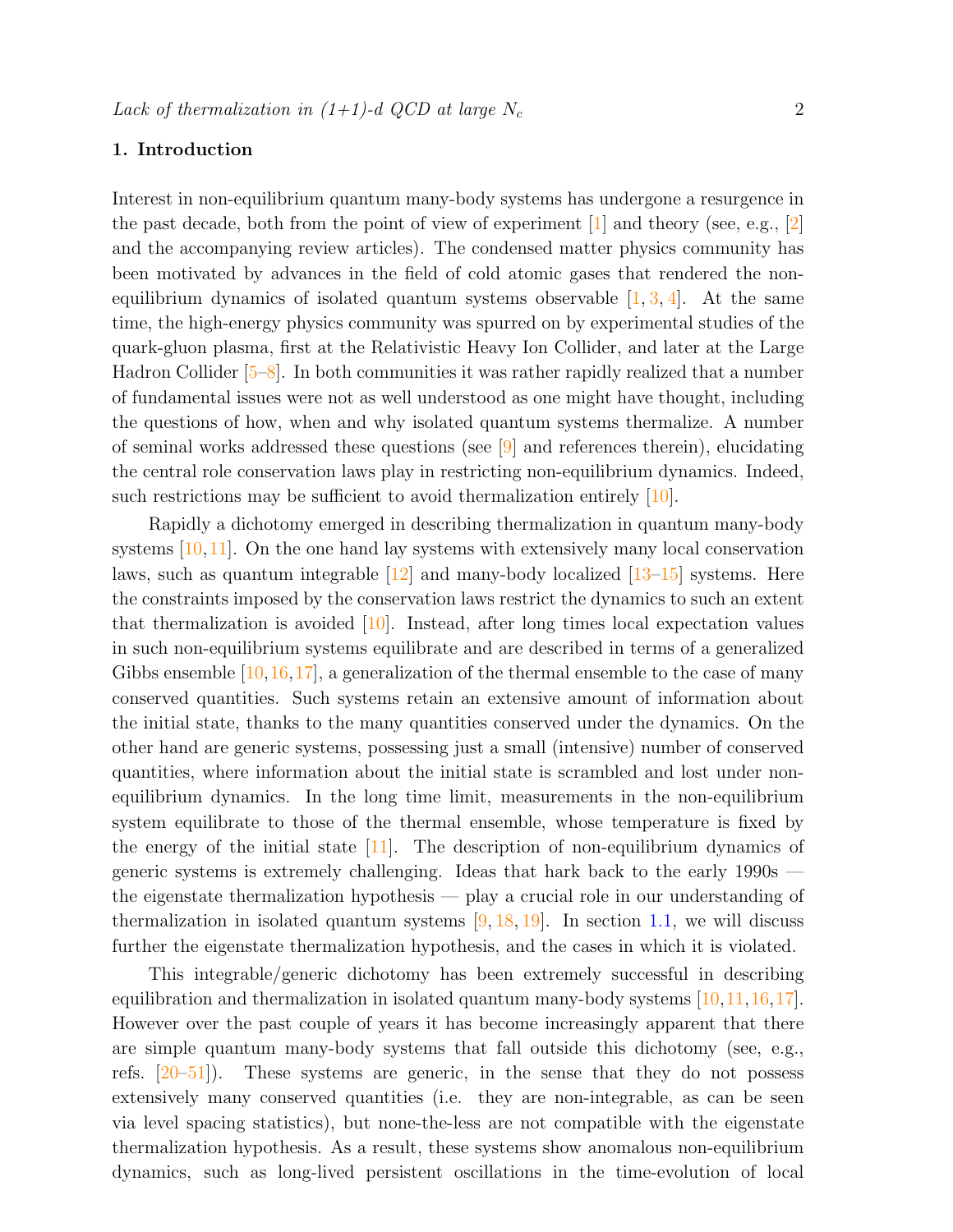## 1. Introduction

Interest in non-equilibrium quantum many-body systems has undergone a resurgence in the past decade, both from the point of view of experiment [1] and theory (see, e.g., [2] and the accompanying review articles). The condensed matter physics community has been motivated by advances in the field of cold atomic gases that rendered the non-equilibrium dynamics of isolated quantum systems observable [1, 3, 4]. At the same time, the high-energy physics community was spurred on by experimental studies of the quark-gluon plasma, first at the Relativistic Heavy Ion Collider, and later at the Large Hadron Collider [5–8]. In both communities it was rather rapidly realized that a number of fundamental issues were not as well understood as one might have thought, including the questions of how, when and why isolated quantum systems thermalize. A number of seminal works addressed these questions (see [9] and references therein), elucidating the central role conservation laws play in restricting non-equilibrium dynamics. Indeed, such restrictions may be sufficient to avoid thermalization entirely [10].

Rapidly a dichotomy emerged in describing thermalization in quantum many-body systems [10, 11]. On the one hand lay systems with extensively many local conservation laws, such as quantum integrable [12] and many-body localized [13–15] systems. Here the constraints imposed by the conservation laws restrict the dynamics to such an extent that thermalization is avoided [10]. Instead, after long times local expectation values in such non-equilibrium systems equilibrate and are described in terms of a generalized Gibbs ensemble [10, 16, 17], a generalization of the thermal ensemble to the case of many conserved quantities. Such systems retain an extensive amount of information about the initial state, thanks to the many quantities conserved under the dynamics. On the other hand are generic systems, possessing just a small (intensive) number of conserved quantities, where information about the initial state is scrambled and lost under non-equilibrium dynamics. In the long time limit, measurements in the non-equilibrium system equilibrate to those of the thermal ensemble, whose temperature is fixed by the energy of the initial state [11]. The description of non-equilibrium dynamics of generic systems is extremely challenging. Ideas that hark back to the early 1990s — the eigenstate thermalization hypothesis — play a crucial role in our understanding of thermalization in isolated quantum systems [9, 18, 19]. In section 1.1, we will discuss further the eigenstate thermalization hypothesis, and the cases in which it is violated.

This integrable/generic dichotomy has been extremely successful in describing equilibration and thermalization in isolated quantum many-body systems [10, 11, 16, 17]. However over the past couple of years it has become increasingly apparent that there are simple quantum many-body systems that fall outside this dichotomy (see, e.g., refs. [20–51]). These systems are generic, in the sense that they do not possess extensively many conserved quantities (i.e. they are non-integrable, as can be seen via level spacing statistics), but none-the-less are not compatible with the eigenstate thermalization hypothesis. As a result, these systems show anomalous non-equilibrium dynamics, such as long-lived persistent oscillations in the time-evolution of local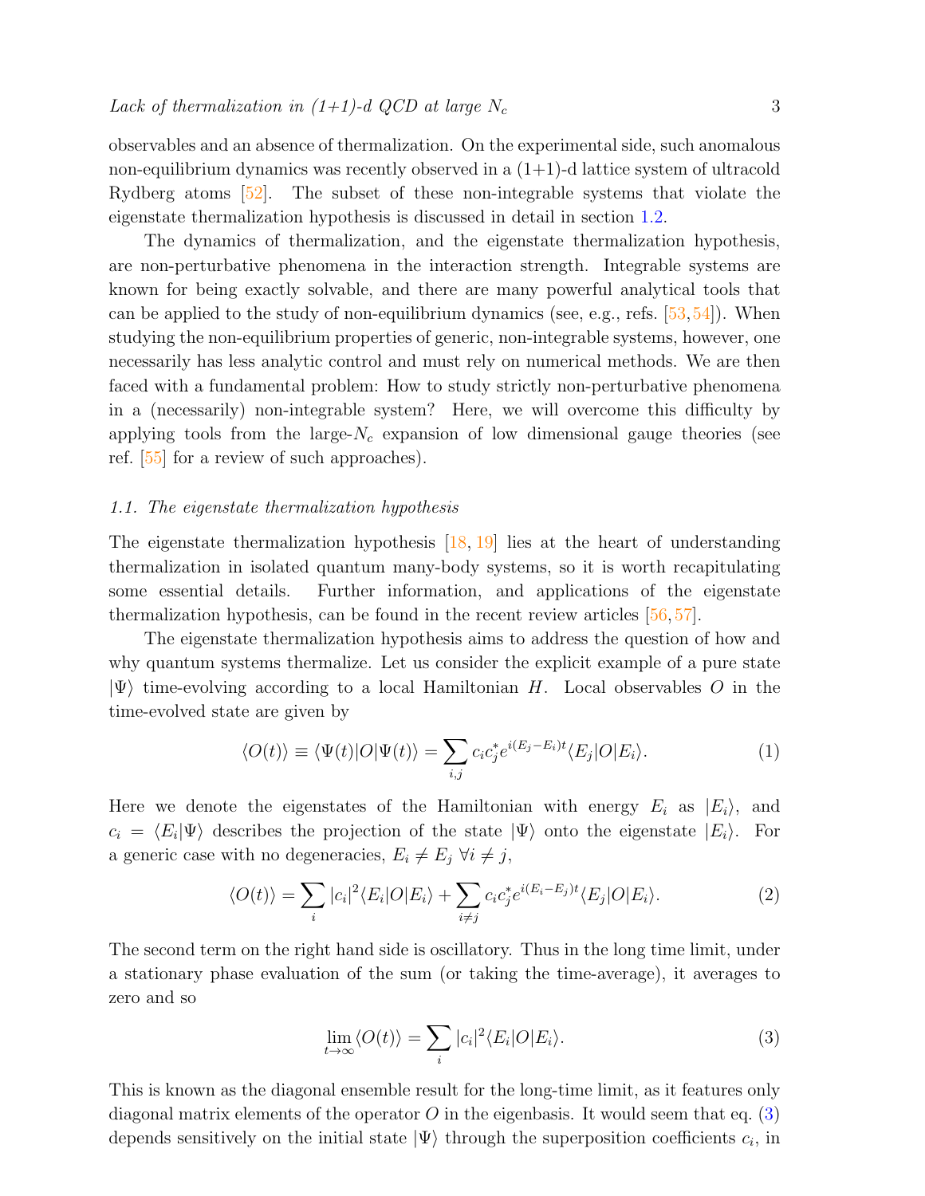observables and an absence of thermalization. On the experimental side, such anomalous non-equilibrium dynamics was recently observed in a (1+1)-d lattice system of ultracold Rydberg atoms [52]. The subset of these non-integrable systems that violate the eigenstate thermalization hypothesis is discussed in detail in section 1.2.

The dynamics of thermalization, and the eigenstate thermalization hypothesis, are non-perturbative phenomena in the interaction strength. Integrable systems are known for being exactly solvable, and there are many powerful analytical tools that can be applied to the study of non-equilibrium dynamics (see, e.g., refs. [53,54]). When studying the non-equilibrium properties of generic, non-integrable systems, however, one necessarily has less analytic control and must rely on numerical methods. We are then faced with a fundamental problem: How to study strictly non-perturbative phenomena in a (necessarily) non-integrable system? Here, we will overcome this difficulty by applying tools from the large-$N_c$ expansion of low dimensional gauge theories (see ref. [55] for a review of such approaches).

### 1.1. The eigenstate thermalization hypothesis

The eigenstate thermalization hypothesis [18, 19] lies at the heart of understanding thermalization in isolated quantum many-body systems, so it is worth recapitulating some essential details. Further information, and applications of the eigenstate thermalization hypothesis, can be found in the recent review articles [56, 57].

The eigenstate thermalization hypothesis aims to address the question of how and why quantum systems thermalize. Let us consider the explicit example of a pure state $|\Psi\rangle$ time-evolving according to a local Hamiltonian $H$. Local observables $O$ in the time-evolved state are given by

$$\langle O(t)\rangle \equiv \langle \Psi(t)|O|\Psi(t)\rangle = \sum_{i,j} c_i c_j^* e^{i(E_j - E_i)t} \langle E_j|O|E_i\rangle. \tag{1}$$

Here we denote the eigenstates of the Hamiltonian with energy $E_i$ as $|E_i\rangle$, and $c_i = \langle E_i|\Psi\rangle$ describes the projection of the state $|\Psi\rangle$ onto the eigenstate $|E_i\rangle$. For a generic case with no degeneracies, $E_i \neq E_j \ \forall i \neq j$,

$$\langle O(t)\rangle = \sum_i |c_i|^2 \langle E_i|O|E_i\rangle + \sum_{i\neq j} c_i c_j^* e^{i(E_i - E_j)t} \langle E_j|O|E_i\rangle. \tag{2}$$

The second term on the right hand side is oscillatory. Thus in the long time limit, under a stationary phase evaluation of the sum (or taking the time-average), it averages to zero and so

$$\lim_{t\to\infty} \langle O(t)\rangle = \sum_i |c_i|^2 \langle E_i|O|E_i\rangle. \tag{3}$$

This is known as the diagonal ensemble result for the long-time limit, as it features only diagonal matrix elements of the operator $O$ in the eigenbasis. It would seem that eq. (3) depends sensitively on the initial state $|\Psi\rangle$ through the superposition coefficients $c_i$, in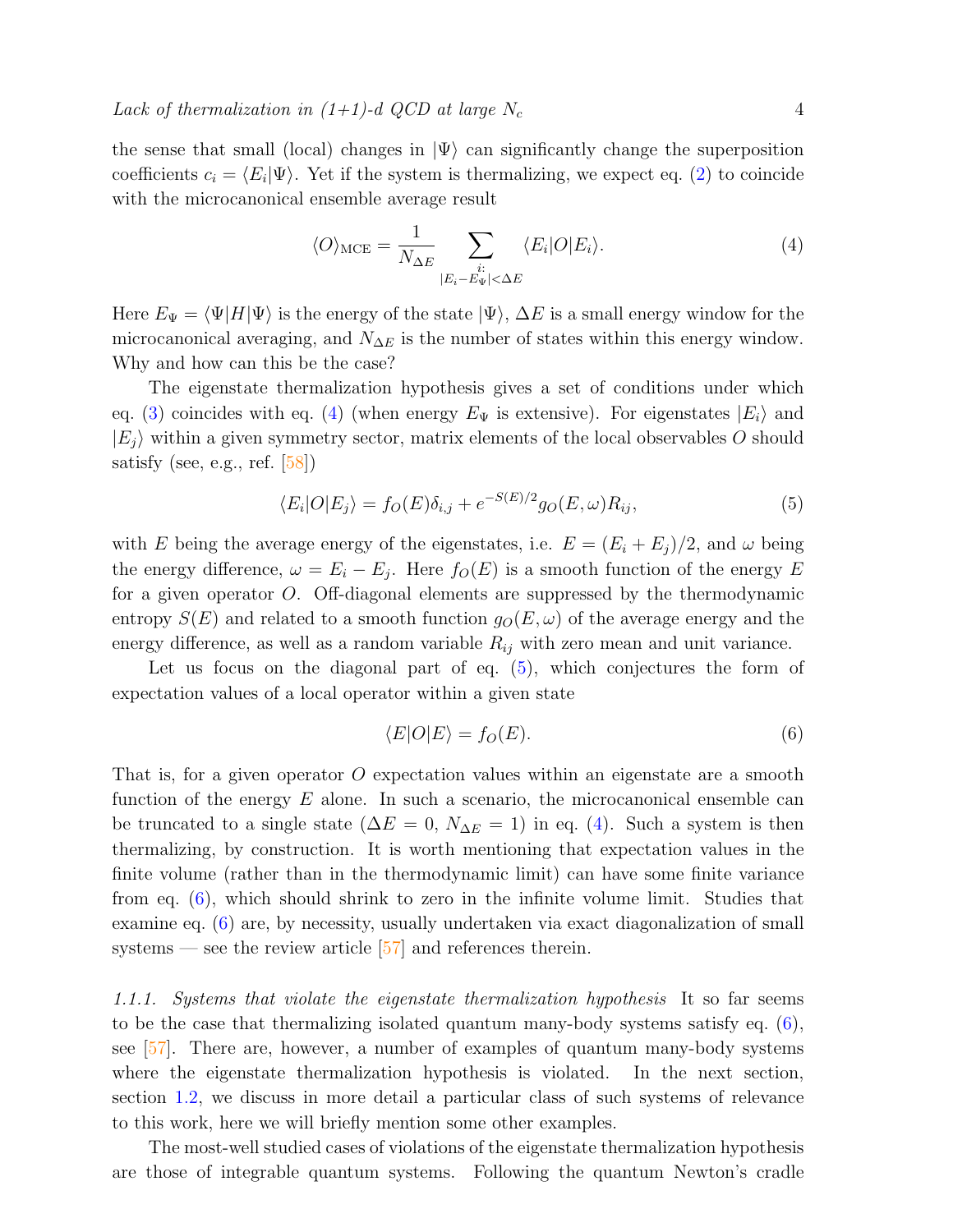the sense that small (local) changes in $|\Psi\rangle$ can significantly change the superposition coefficients $c_i = \langle E_i|\Psi\rangle$. Yet if the system is thermalizing, we expect eq. (2) to coincide with the microcanonical ensemble average result

$$\langle O\rangle_{\mathrm{MCE}} = \frac{1}{N_{\Delta E}} \sum_{\substack{i: \\ |E_i - E_\Psi| < \Delta E}} \langle E_i|O|E_i\rangle. \tag{4}$$

Here $E_\Psi = \langle\Psi|H|\Psi\rangle$ is the energy of the state $|\Psi\rangle$, $\Delta E$ is a small energy window for the microcanonical averaging, and $N_{\Delta E}$ is the number of states within this energy window. Why and how can this be the case?

The eigenstate thermalization hypothesis gives a set of conditions under which eq. (3) coincides with eq. (4) (when energy $E_\Psi$ is extensive). For eigenstates $|E_i\rangle$ and $|E_j\rangle$ within a given symmetry sector, matrix elements of the local observables $O$ should satisfy (see, e.g., ref. [58])

$$\langle E_i|O|E_j\rangle = f_O(E)\delta_{i,j} + e^{-S(E)/2} g_O(E,\omega) R_{ij}, \tag{5}$$

with $E$ being the average energy of the eigenstates, i.e. $E = (E_i + E_j)/2$, and $\omega$ being the energy difference, $\omega = E_i - E_j$. Here $f_O(E)$ is a smooth function of the energy $E$ for a given operator $O$. Off-diagonal elements are suppressed by the thermodynamic entropy $S(E)$ and related to a smooth function $g_O(E,\omega)$ of the average energy and the energy difference, as well as a random variable $R_{ij}$ with zero mean and unit variance.

Let us focus on the diagonal part of eq. (5), which conjectures the form of expectation values of a local operator within a given state

$$\langle E|O|E\rangle = f_O(E). \tag{6}$$

That is, for a given operator $O$ expectation values within an eigenstate are a smooth function of the energy $E$ alone. In such a scenario, the microcanonical ensemble can be truncated to a single state ($\Delta E = 0$, $N_{\Delta E} = 1$) in eq. (4). Such a system is then thermalizing, by construction. It is worth mentioning that expectation values in the finite volume (rather than in the thermodynamic limit) can have some finite variance from eq. (6), which should shrink to zero in the infinite volume limit. Studies that examine eq. (6) are, by necessity, usually undertaken via exact diagonalization of small systems — see the review article [57] and references therein.

*1.1.1. Systems that violate the eigenstate thermalization hypothesis* It so far seems to be the case that thermalizing isolated quantum many-body systems satisfy eq. (6), see [57]. There are, however, a number of examples of quantum many-body systems where the eigenstate thermalization hypothesis is violated. In the next section, section 1.2, we discuss in more detail a particular class of such systems of relevance to this work, here we will briefly mention some other examples.

The most-well studied cases of violations of the eigenstate thermalization hypothesis are those of integrable quantum systems. Following the quantum Newton's cradle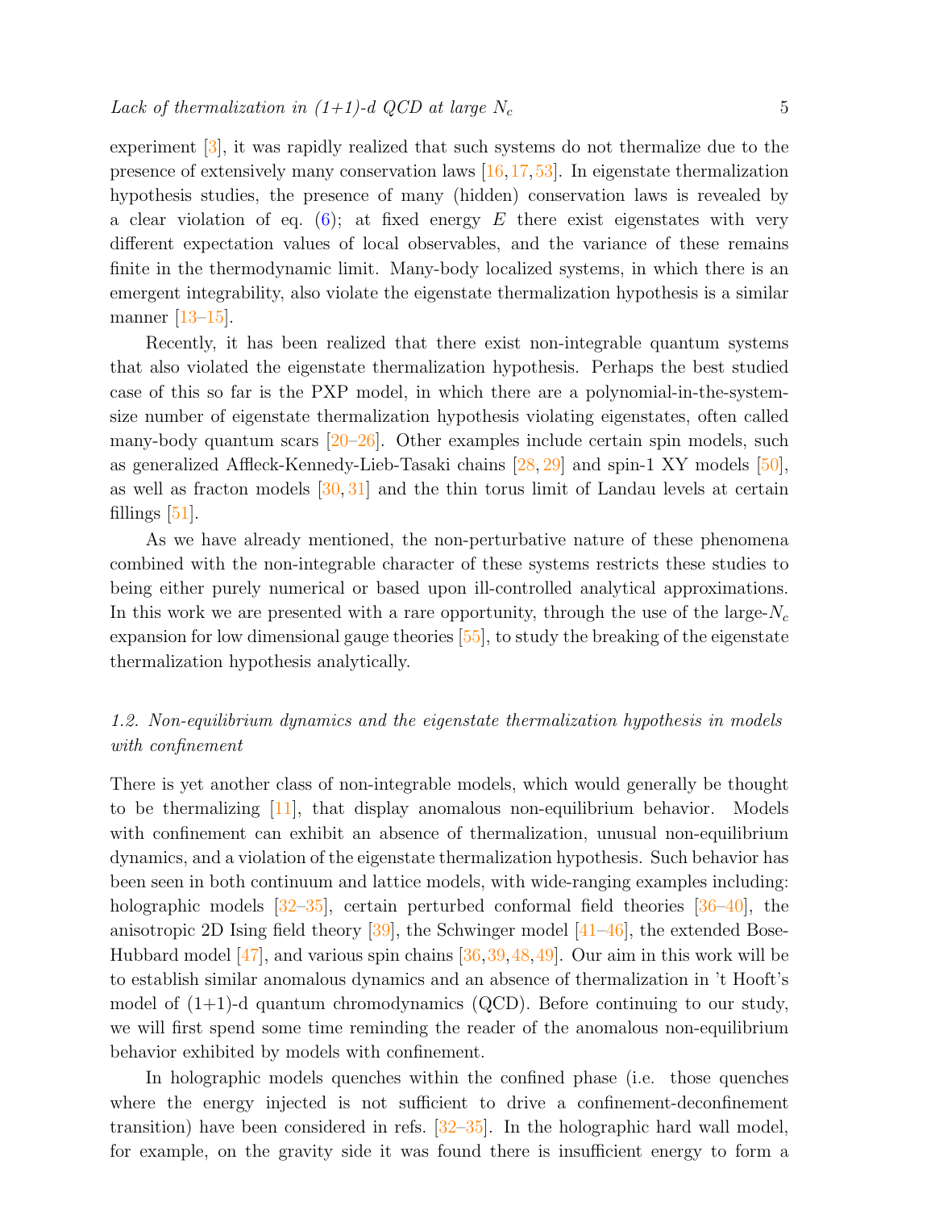experiment [3], it was rapidly realized that such systems do not thermalize due to the presence of extensively many conservation laws [16, 17, 53]. In eigenstate thermalization hypothesis studies, the presence of many (hidden) conservation laws is revealed by a clear violation of eq. (6); at fixed energy $E$ there exist eigenstates with very different expectation values of local observables, and the variance of these remains finite in the thermodynamic limit. Many-body localized systems, in which there is an emergent integrability, also violate the eigenstate thermalization hypothesis is a similar manner [13–15].

Recently, it has been realized that there exist non-integrable quantum systems that also violated the eigenstate thermalization hypothesis. Perhaps the best studied case of this so far is the PXP model, in which there are a polynomial-in-the-system-size number of eigenstate thermalization hypothesis violating eigenstates, often called many-body quantum scars [20–26]. Other examples include certain spin models, such as generalized Affleck-Kennedy-Lieb-Tasaki chains [28, 29] and spin-1 XY models [50], as well as fracton models [30, 31] and the thin torus limit of Landau levels at certain fillings [51].

As we have already mentioned, the non-perturbative nature of these phenomena combined with the non-integrable character of these systems restricts these studies to being either purely numerical or based upon ill-controlled analytical approximations. In this work we are presented with a rare opportunity, through the use of the large-$N_c$ expansion for low dimensional gauge theories [55], to study the breaking of the eigenstate thermalization hypothesis analytically.

### *1.2. Non-equilibrium dynamics and the eigenstate thermalization hypothesis in models with confinement*

There is yet another class of non-integrable models, which would generally be thought to be thermalizing [11], that display anomalous non-equilibrium behavior. Models with confinement can exhibit an absence of thermalization, unusual non-equilibrium dynamics, and a violation of the eigenstate thermalization hypothesis. Such behavior has been seen in both continuum and lattice models, with wide-ranging examples including: holographic models [32–35], certain perturbed conformal field theories [36–40], the anisotropic 2D Ising field theory [39], the Schwinger model [41–46], the extended Bose-Hubbard model [47], and various spin chains [36, 39, 48, 49]. Our aim in this work will be to establish similar anomalous dynamics and an absence of thermalization in 't Hooft's model of (1+1)-d quantum chromodynamics (QCD). Before continuing to our study, we will first spend some time reminding the reader of the anomalous non-equilibrium behavior exhibited by models with confinement.

In holographic models quenches within the confined phase (i.e. those quenches where the energy injected is not sufficient to drive a confinement-deconfinement transition) have been considered in refs. [32–35]. In the holographic hard wall model, for example, on the gravity side it was found there is insufficient energy to form a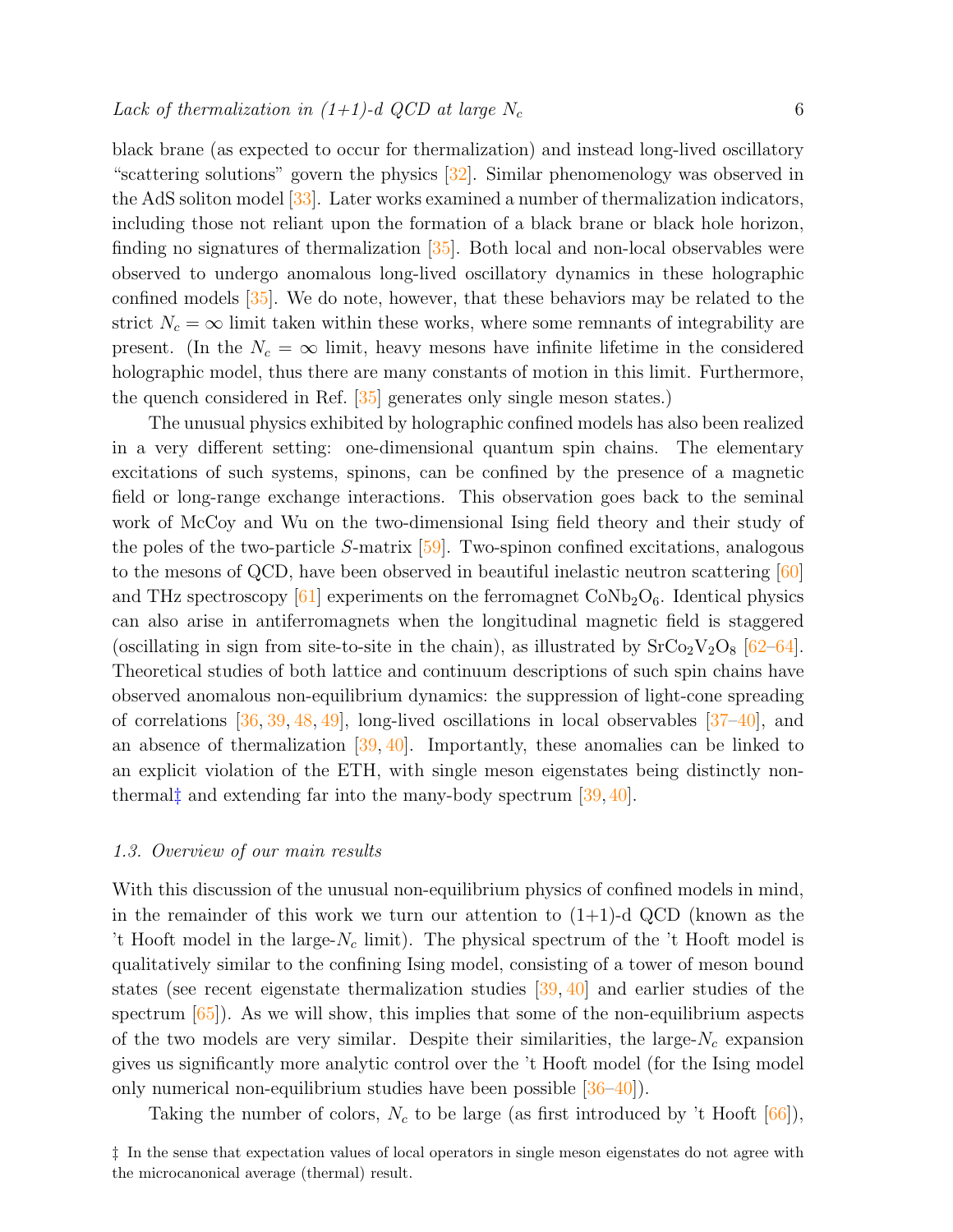black brane (as expected to occur for thermalization) and instead long-lived oscillatory "scattering solutions" govern the physics [32]. Similar phenomenology was observed in the AdS soliton model [33]. Later works examined a number of thermalization indicators, including those not reliant upon the formation of a black brane or black hole horizon, finding no signatures of thermalization [35]. Both local and non-local observables were observed to undergo anomalous long-lived oscillatory dynamics in these holographic confined models [35]. We do note, however, that these behaviors may be related to the strict $N_c = \infty$ limit taken within these works, where some remnants of integrability are present. (In the $N_c = \infty$ limit, heavy mesons have infinite lifetime in the considered holographic model, thus there are many constants of motion in this limit. Furthermore, the quench considered in Ref. [35] generates only single meson states.)

The unusual physics exhibited by holographic confined models has also been realized in a very different setting: one-dimensional quantum spin chains. The elementary excitations of such systems, spinons, can be confined by the presence of a magnetic field or long-range exchange interactions. This observation goes back to the seminal work of McCoy and Wu on the two-dimensional Ising field theory and their study of the poles of the two-particle $S$-matrix [59]. Two-spinon confined excitations, analogous to the mesons of QCD, have been observed in beautiful inelastic neutron scattering [60] and THz spectroscopy [61] experiments on the ferromagnet $CoNb_2O_6$. Identical physics can also arise in antiferromagnets when the longitudinal magnetic field is staggered (oscillating in sign from site-to-site in the chain), as illustrated by $SrCo_2V_2O_8$ [62–64]. Theoretical studies of both lattice and continuum descriptions of such spin chains have observed anomalous non-equilibrium dynamics: the suppression of light-cone spreading of correlations [36, 39, 48, 49], long-lived oscillations in local observables [37–40], and an absence of thermalization [39, 40]. Importantly, these anomalies can be linked to an explicit violation of the ETH, with single meson eigenstates being distinctly non-thermal‡ and extending far into the many-body spectrum [39, 40].

### 1.3. Overview of our main results

With this discussion of the unusual non-equilibrium physics of confined models in mind, in the remainder of this work we turn our attention to (1+1)-d QCD (known as the 't Hooft model in the large-$N_c$ limit). The physical spectrum of the 't Hooft model is qualitatively similar to the confining Ising model, consisting of a tower of meson bound states (see recent eigenstate thermalization studies [39, 40] and earlier studies of the spectrum [65]). As we will show, this implies that some of the non-equilibrium aspects of the two models are very similar. Despite their similarities, the large-$N_c$ expansion gives us significantly more analytic control over the 't Hooft model (for the Ising model only numerical non-equilibrium studies have been possible [36–40]).

Taking the number of colors, $N_c$ to be large (as first introduced by 't Hooft [66]),

‡ In the sense that expectation values of local operators in single meson eigenstates do not agree with the microcanonical average (thermal) result.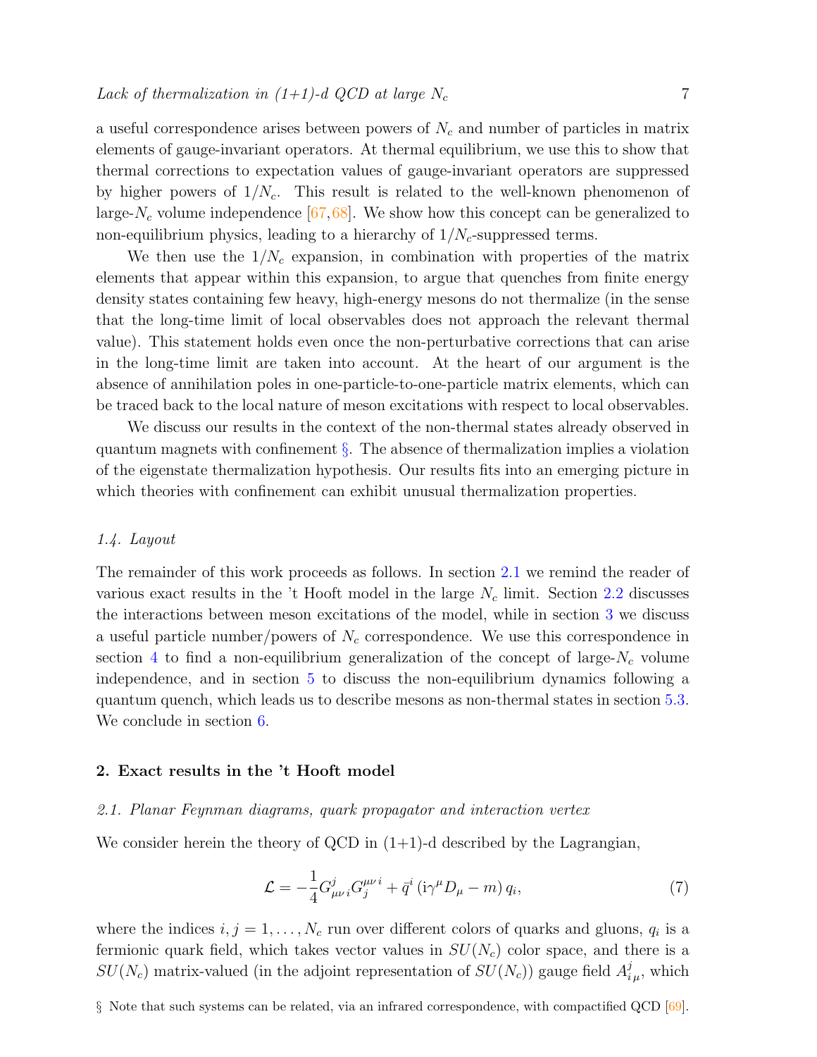a useful correspondence arises between powers of $N_c$ and number of particles in matrix elements of gauge-invariant operators. At thermal equilibrium, we use this to show that thermal corrections to expectation values of gauge-invariant operators are suppressed by higher powers of $1/N_c$. This result is related to the well-known phenomenon of large-$N_c$ volume independence [67,68]. We show how this concept can be generalized to non-equilibrium physics, leading to a hierarchy of $1/N_c$-suppressed terms.

We then use the $1/N_c$ expansion, in combination with properties of the matrix elements that appear within this expansion, to argue that quenches from finite energy density states containing few heavy, high-energy mesons do not thermalize (in the sense that the long-time limit of local observables does not approach the relevant thermal value). This statement holds even once the non-perturbative corrections that can arise in the long-time limit are taken into account. At the heart of our argument is the absence of annihilation poles in one-particle-to-one-particle matrix elements, which can be traced back to the local nature of meson excitations with respect to local observables.

We discuss our results in the context of the non-thermal states already observed in quantum magnets with confinement §. The absence of thermalization implies a violation of the eigenstate thermalization hypothesis. Our results fits into an emerging picture in which theories with confinement can exhibit unusual thermalization properties.

### 1.4. Layout

The remainder of this work proceeds as follows. In section 2.1 we remind the reader of various exact results in the 't Hooft model in the large $N_c$ limit. Section 2.2 discusses the interactions between meson excitations of the model, while in section 3 we discuss a useful particle number/powers of $N_c$ correspondence. We use this correspondence in section 4 to find a non-equilibrium generalization of the concept of large-$N_c$ volume independence, and in section 5 to discuss the non-equilibrium dynamics following a quantum quench, which leads us to describe mesons as non-thermal states in section 5.3. We conclude in section 6.

## 2. Exact results in the 't Hooft model

### 2.1. Planar Feynman diagrams, quark propagator and interaction vertex

We consider herein the theory of QCD in (1+1)-d described by the Lagrangian,

$$\mathcal{L} = -\frac{1}{4} G^{j}_{\mu\nu\, i} G^{\mu\nu\, i}_{j} + \bar{q}^{i} \left( \mathrm{i}\gamma^{\mu} D_{\mu} - m \right) q_{i}, \tag{7}$$

where the indices $i, j = 1, \ldots, N_c$ run over different colors of quarks and gluons, $q_i$ is a fermionic quark field, which takes vector values in $SU(N_c)$ color space, and there is a $SU(N_c)$ matrix-valued (in the adjoint representation of $SU(N_c)$) gauge field $A^{j}_{i\,\mu}$, which

§ Note that such systems can be related, via an infrared correspondence, with compactified QCD [69].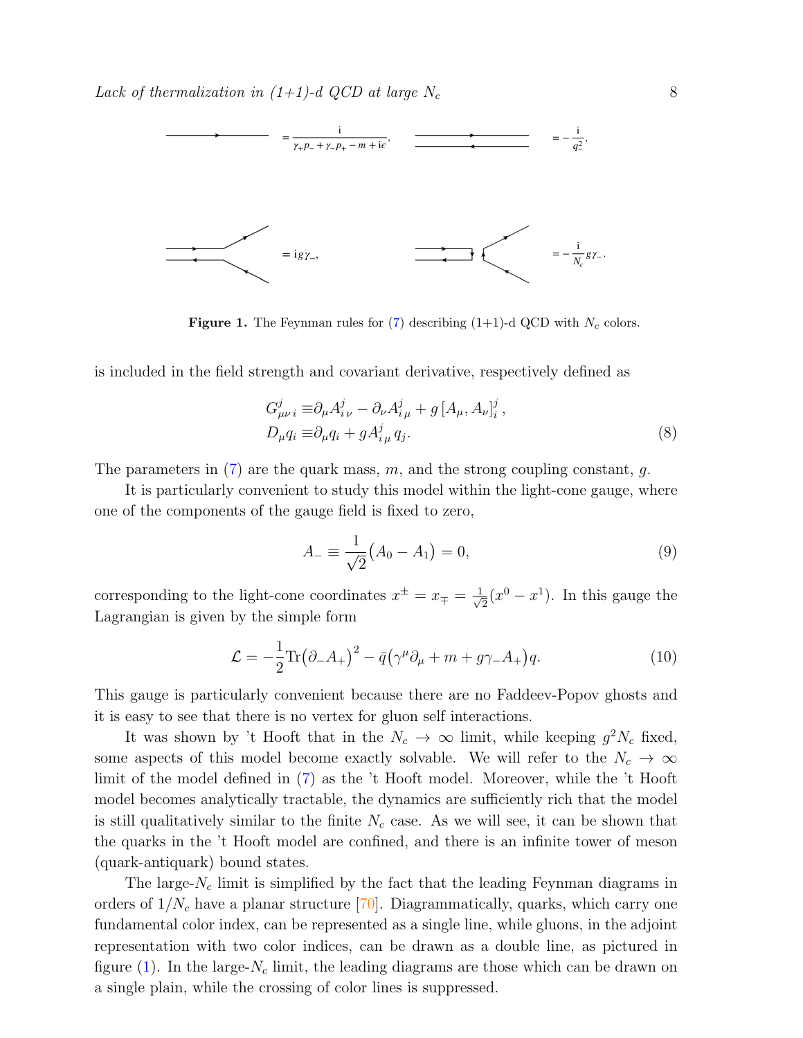$$= \frac{\mathrm{i}}{\gamma_+ p_- + \gamma_- p_+ - m + \mathrm{i}\epsilon}, \qquad = -\frac{\mathrm{i}}{q_-^2},$$

$$= \mathrm{i} g \gamma_-, \qquad = -\frac{\mathrm{i}}{N_c} g \gamma_- .$$

**Figure 1.** The Feynman rules for (7) describing (1+1)-d QCD with $N_c$ colors.

is included in the field strength and covariant derivative, respectively defined as

$$
\begin{aligned}
G^{j}_{\mu\nu\, i} \equiv& \partial_\mu A^{j}_{i\,\nu} - \partial_\nu A^{j}_{i\,\mu} + g\left[A_\mu, A_\nu\right]^{j}_{i}, \\
D_\mu q_i \equiv& \partial_\mu q_i + g A^{j}_{i\,\mu}\, q_j.
\end{aligned}
\tag{8}
$$

The parameters in (7) are the quark mass, $m$, and the strong coupling constant, $g$.

It is particularly convenient to study this model within the light-cone gauge, where one of the components of the gauge field is fixed to zero,

$$A_- \equiv \frac{1}{\sqrt{2}}\big(A_0 - A_1\big) = 0, \tag{9}$$

corresponding to the light-cone coordinates $x^{\pm} = x_{\mp} = \frac{1}{\sqrt{2}}(x^0 - x^1)$. In this gauge the Lagrangian is given by the simple form

$$\mathcal{L} = -\frac{1}{2}\mathrm{Tr}\big(\partial_- A_+\big)^2 - \bar{q}\big(\gamma^\mu \partial_\mu + m + g\gamma_- A_+\big)q. \tag{10}$$

This gauge is particularly convenient because there are no Faddeev-Popov ghosts and it is easy to see that there is no vertex for gluon self interactions.

It was shown by 't Hooft that in the $N_c \to \infty$ limit, while keeping $g^2 N_c$ fixed, some aspects of this model become exactly solvable. We will refer to the $N_c \to \infty$ limit of the model defined in (7) as the 't Hooft model. Moreover, while the 't Hooft model becomes analytically tractable, the dynamics are sufficiently rich that the model is still qualitatively similar to the finite $N_c$ case. As we will see, it can be shown that the quarks in the 't Hooft model are confined, and there is an infinite tower of meson (quark-antiquark) bound states.

The large-$N_c$ limit is simplified by the fact that the leading Feynman diagrams in orders of $1/N_c$ have a planar structure [70]. Diagrammatically, quarks, which carry one fundamental color index, can be represented as a single line, while gluons, in the adjoint representation with two color indices, can be drawn as a double line, as pictured in figure (1). In the large-$N_c$ limit, the leading diagrams are those which can be drawn on a single plain, while the crossing of color lines is suppressed.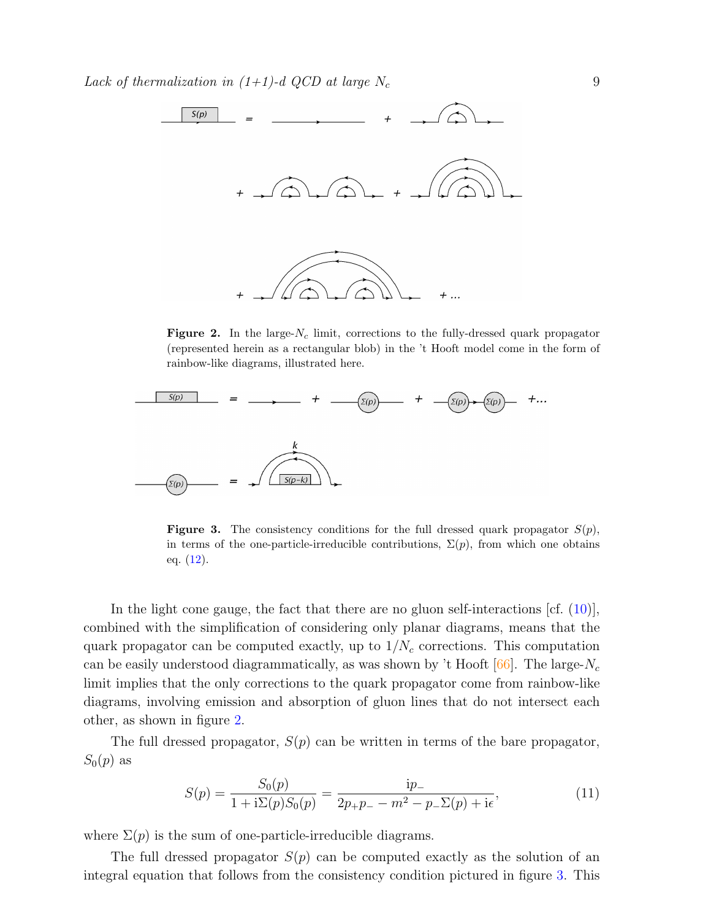**Figure 2.** In the large-$N_c$ limit, corrections to the fully-dressed quark propagator (represented herein as a rectangular blob) in the 't Hooft model come in the form of rainbow-like diagrams, illustrated here.

**Figure 3.** The consistency conditions for the full dressed quark propagator $S(p)$, in terms of the one-particle-irreducible contributions, $\Sigma(p)$, from which one obtains eq. (12).

In the light cone gauge, the fact that there are no gluon self-interactions [cf. (10)], combined with the simplification of considering only planar diagrams, means that the quark propagator can be computed exactly, up to $1/N_c$ corrections. This computation can be easily understood diagrammatically, as was shown by 't Hooft [66]. The large-$N_c$ limit implies that the only corrections to the quark propagator come from rainbow-like diagrams, involving emission and absorption of gluon lines that do not intersect each other, as shown in figure 2.

The full dressed propagator, $S(p)$ can be written in terms of the bare propagator, $S_0(p)$ as

$$S(p) = \frac{S_0(p)}{1 + \mathrm{i}\Sigma(p)S_0(p)} = \frac{\mathrm{i}p_-}{2p_+p_- - m^2 - p_-\Sigma(p) + \mathrm{i}\epsilon}, \tag{11}$$

where $\Sigma(p)$ is the sum of one-particle-irreducible diagrams.

The full dressed propagator $S(p)$ can be computed exactly as the solution of an integral equation that follows from the consistency condition pictured in figure 3. This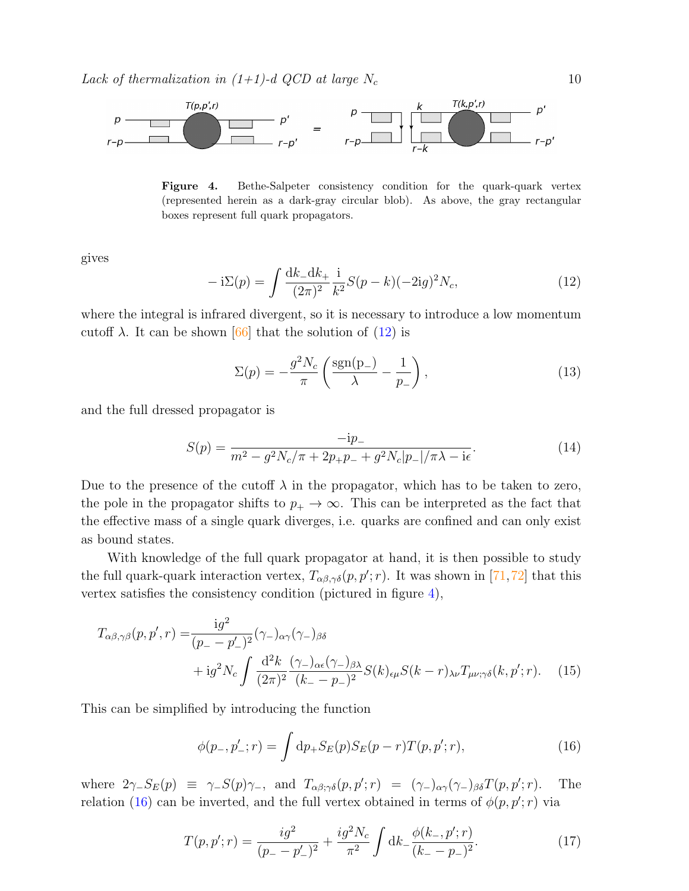**Figure 4.** Bethe-Salpeter consistency condition for the quark-quark vertex (represented herein as a dark-gray circular blob). As above, the gray rectangular boxes represent full quark propagators.

gives

$$- \mathrm{i}\Sigma(p) = \int \frac{\mathrm{d}k_- \mathrm{d}k_+}{(2\pi)^2} \frac{\mathrm{i}}{k^2} S(p-k)(-2\mathrm{i}g)^2 N_c, \tag{12}$$

where the integral is infrared divergent, so it is necessary to introduce a low momentum cutoff $\lambda$. It can be shown [66] that the solution of (12) is

$$\Sigma(p) = -\frac{g^2 N_c}{\pi}\left(\frac{\mathrm{sgn(p_-)}}{\lambda} - \frac{1}{p_-}\right), \tag{13}$$

and the full dressed propagator is

$$S(p) = \frac{-\mathrm{i}p_-}{m^2 - g^2 N_c/\pi + 2p_+p_- + g^2 N_c |p_-|/\pi\lambda - \mathrm{i}\epsilon}. \tag{14}$$

Due to the presence of the cutoff $\lambda$ in the propagator, which has to be taken to zero, the pole in the propagator shifts to $p_+ \to \infty$. This can be interpreted as the fact that the effective mass of a single quark diverges, i.e. quarks are confined and can only exist as bound states.

With knowledge of the full quark propagator at hand, it is then possible to study the full quark-quark interaction vertex, $T_{\alpha\beta,\gamma\delta}(p,p';r)$. It was shown in [71,72] that this vertex satisfies the consistency condition (pictured in figure 4),

$$\begin{aligned}
T_{\alpha\beta,\gamma\beta}(p,p',r) =& \frac{\mathrm{i}g^2}{(p_- - p'_-)^2}(\gamma_-)_{\alpha\gamma}(\gamma_-)_{\beta\delta} \\
&+ \mathrm{i}g^2 N_c \int \frac{\mathrm{d}^2k}{(2\pi)^2}\frac{(\gamma_-)_{\alpha\epsilon}(\gamma_-)_{\beta\lambda}}{(k_- - p_-)^2} S(k)_{\epsilon\mu} S(k-r)_{\lambda\nu} T_{\mu\nu;\gamma\delta}(k,p';r).
\end{aligned} \tag{15}$$

This can be simplified by introducing the function

$$\phi(p_-, p'_-; r) = \int \mathrm{d}p_+ S_E(p) S_E(p-r) T(p,p';r), \tag{16}$$

where $2\gamma_- S_E(p) \equiv \gamma_- S(p)\gamma_-$, and $T_{\alpha\beta;\gamma\delta}(p,p';r) = (\gamma_-)_{\alpha\gamma}(\gamma_-)_{\beta\delta} T(p,p';r)$. The relation (16) can be inverted, and the full vertex obtained in terms of $\phi(p,p';r)$ via

$$T(p,p';r) = \frac{ig^2}{(p_- - p'_-)^2} + \frac{ig^2 N_c}{\pi^2}\int \mathrm{d}k_- \frac{\phi(k_-,p';r)}{(k_- - p_-)^2}. \tag{17}$$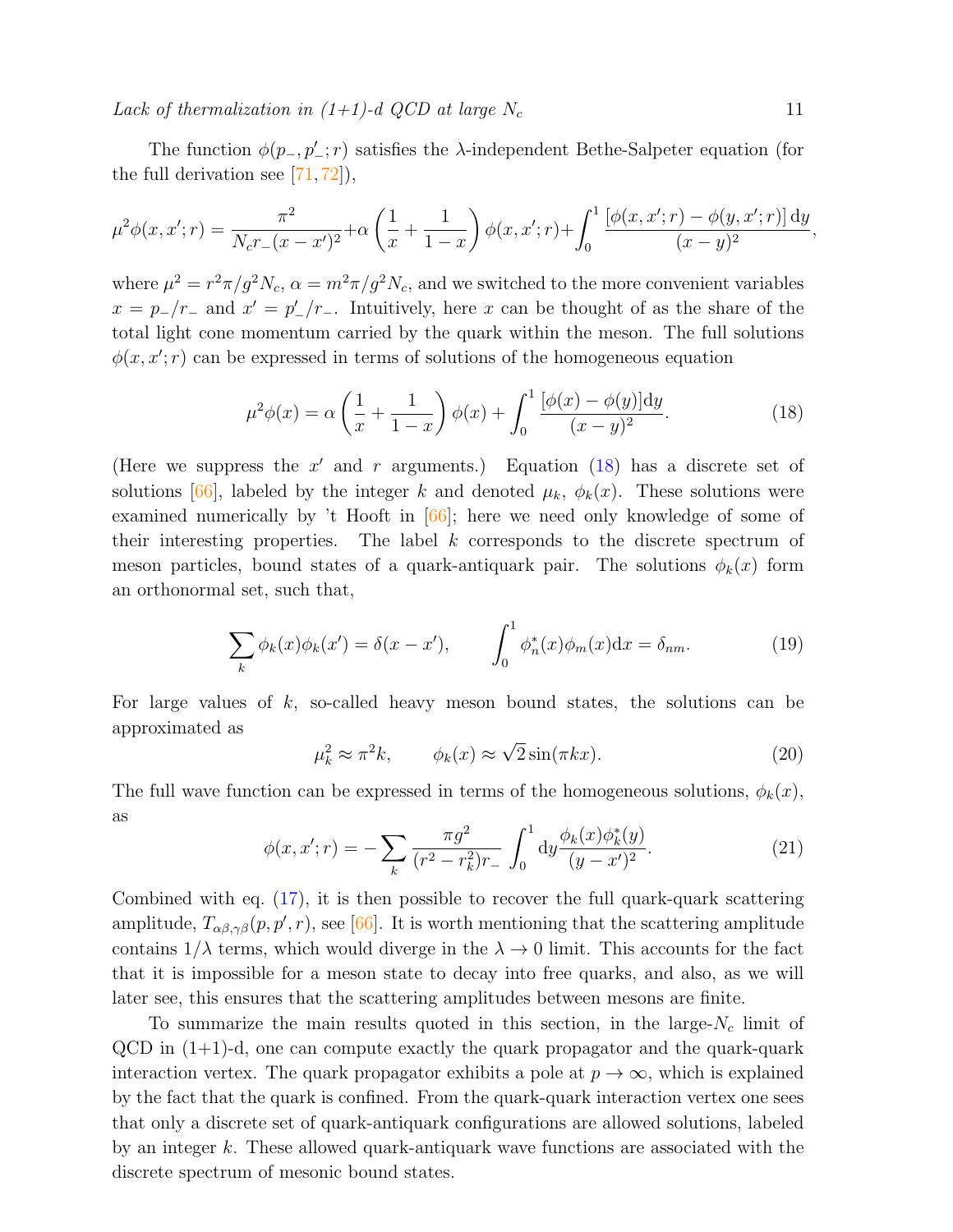The function $\phi(p_-, p'_-; r)$ satisfies the $\lambda$-independent Bethe-Salpeter equation (for the full derivation see [71,72]),

$$\mu^2\phi(x,x';r) = \frac{\pi^2}{N_c r_-(x-x')^2} + \alpha\left(\frac{1}{x}+\frac{1}{1-x}\right)\phi(x,x';r) + \int_0^1 \frac{[\phi(x,x';r)-\phi(y,x';r)]\,\mathrm{d}y}{(x-y)^2},$$

where $\mu^2 = r^2\pi/g^2N_c$, $\alpha = m^2\pi/g^2N_c$, and we switched to the more convenient variables $x = p_-/r_-$ and $x' = p'_-/r_-$. Intuitively, here $x$ can be thought of as the share of the total light cone momentum carried by the quark within the meson. The full solutions $\phi(x,x';r)$ can be expressed in terms of solutions of the homogeneous equation

$$\mu^2\phi(x) = \alpha\left(\frac{1}{x}+\frac{1}{1-x}\right)\phi(x) + \int_0^1 \frac{[\phi(x)-\phi(y)]\mathrm{d}y}{(x-y)^2}. \tag{18}$$

(Here we suppress the $x'$ and $r$ arguments.) Equation (18) has a discrete set of solutions [66], labeled by the integer $k$ and denoted $\mu_k$, $\phi_k(x)$. These solutions were examined numerically by 't Hooft in [66]; here we need only knowledge of some of their interesting properties. The label $k$ corresponds to the discrete spectrum of meson particles, bound states of a quark-antiquark pair. The solutions $\phi_k(x)$ form an orthonormal set, such that,

$$\sum_k \phi_k(x)\phi_k(x') = \delta(x-x'), \qquad \int_0^1 \phi_n^*(x)\phi_m(x)\mathrm{d}x = \delta_{nm}. \tag{19}$$

For large values of $k$, so-called heavy meson bound states, the solutions can be approximated as

$$\mu_k^2 \approx \pi^2 k, \qquad \phi_k(x) \approx \sqrt{2}\sin(\pi k x). \tag{20}$$

The full wave function can be expressed in terms of the homogeneous solutions, $\phi_k(x)$, as

$$\phi(x,x';r) = -\sum_k \frac{\pi g^2}{(r^2-r_k^2)r_-}\int_0^1 \mathrm{d}y \frac{\phi_k(x)\phi_k^*(y)}{(y-x')^2}. \tag{21}$$

Combined with eq. (17), it is then possible to recover the full quark-quark scattering amplitude, $T_{\alpha\beta,\gamma\beta}(p,p',r)$, see [66]. It is worth mentioning that the scattering amplitude contains $1/\lambda$ terms, which would diverge in the $\lambda \to 0$ limit. This accounts for the fact that it is impossible for a meson state to decay into free quarks, and also, as we will later see, this ensures that the scattering amplitudes between mesons are finite.

To summarize the main results quoted in this section, in the large-$N_c$ limit of QCD in (1+1)-d, one can compute exactly the quark propagator and the quark-quark interaction vertex. The quark propagator exhibits a pole at $p \to \infty$, which is explained by the fact that the quark is confined. From the quark-quark interaction vertex one sees that only a discrete set of quark-antiquark configurations are allowed solutions, labeled by an integer $k$. These allowed quark-antiquark wave functions are associated with the discrete spectrum of mesonic bound states.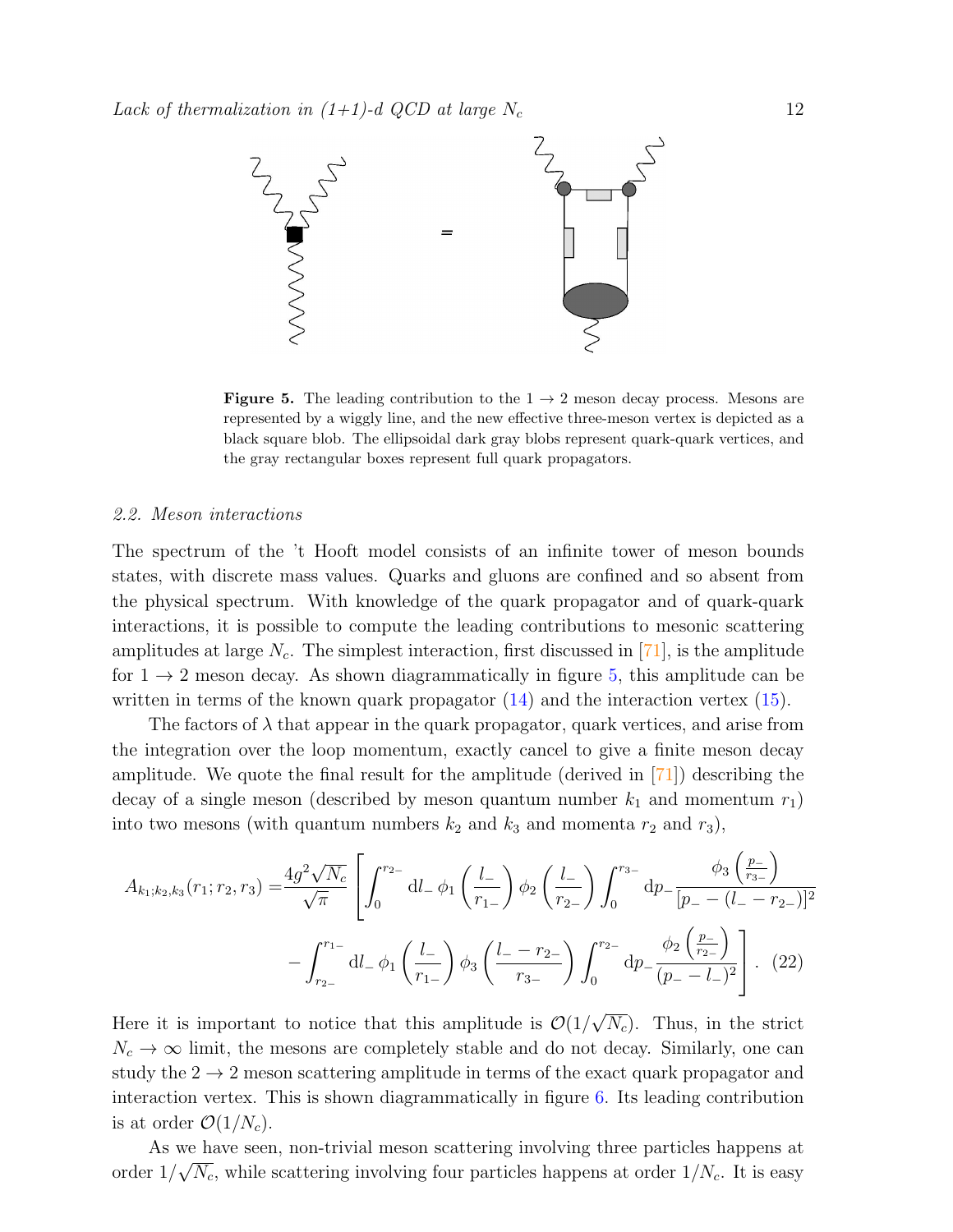**Figure 5.** The leading contribution to the $1 \to 2$ meson decay process. Mesons are represented by a wiggly line, and the new effective three-meson vertex is depicted as a black square blob. The ellipsoidal dark gray blobs represent quark-quark vertices, and the gray rectangular boxes represent full quark propagators.

### 2.2. Meson interactions

The spectrum of the 't Hooft model consists of an infinite tower of meson bounds states, with discrete mass values. Quarks and gluons are confined and so absent from the physical spectrum. With knowledge of the quark propagator and of quark-quark interactions, it is possible to compute the leading contributions to mesonic scattering amplitudes at large $N_c$. The simplest interaction, first discussed in [71], is the amplitude for $1 \to 2$ meson decay. As shown diagrammatically in figure 5, this amplitude can be written in terms of the known quark propagator (14) and the interaction vertex (15).

The factors of $\lambda$ that appear in the quark propagator, quark vertices, and arise from the integration over the loop momentum, exactly cancel to give a finite meson decay amplitude. We quote the final result for the amplitude (derived in [71]) describing the decay of a single meson (described by meson quantum number $k_1$ and momentum $r_1$) into two mesons (with quantum numbers $k_2$ and $k_3$ and momenta $r_2$ and $r_3$),

$$A_{k_1;k_2,k_3}(r_1;r_2,r_3) = \frac{4g^2\sqrt{N_c}}{\sqrt{\pi}} \left[ \int_0^{r_{2-}} \mathrm{d}l_- \, \phi_1\left(\frac{l_-}{r_{1-}}\right) \phi_2\left(\frac{l_-}{r_{2-}}\right) \int_0^{r_{3-}} \mathrm{d}p_- \frac{\phi_3\left(\frac{p_-}{r_{3-}}\right)}{[p_- - (l_- - r_{2-})]^2} \right.$$
$$\left. - \int_{r_{2-}}^{r_{1-}} \mathrm{d}l_- \, \phi_1\left(\frac{l_-}{r_{1-}}\right) \phi_3\left(\frac{l_- - r_{2-}}{r_{3-}}\right) \int_0^{r_{2-}} \mathrm{d}p_- \frac{\phi_2\left(\frac{p_-}{r_{2-}}\right)}{(p_- - l_-)^2} \right]. \quad (22)$$

Here it is important to notice that this amplitude is $\mathcal{O}(1/\sqrt{N_c})$. Thus, in the strict $N_c \to \infty$ limit, the mesons are completely stable and do not decay. Similarly, one can study the $2 \to 2$ meson scattering amplitude in terms of the exact quark propagator and interaction vertex. This is shown diagrammatically in figure 6. Its leading contribution is at order $\mathcal{O}(1/N_c)$.

As we have seen, non-trivial meson scattering involving three particles happens at order $1/\sqrt{N_c}$, while scattering involving four particles happens at order $1/N_c$. It is easy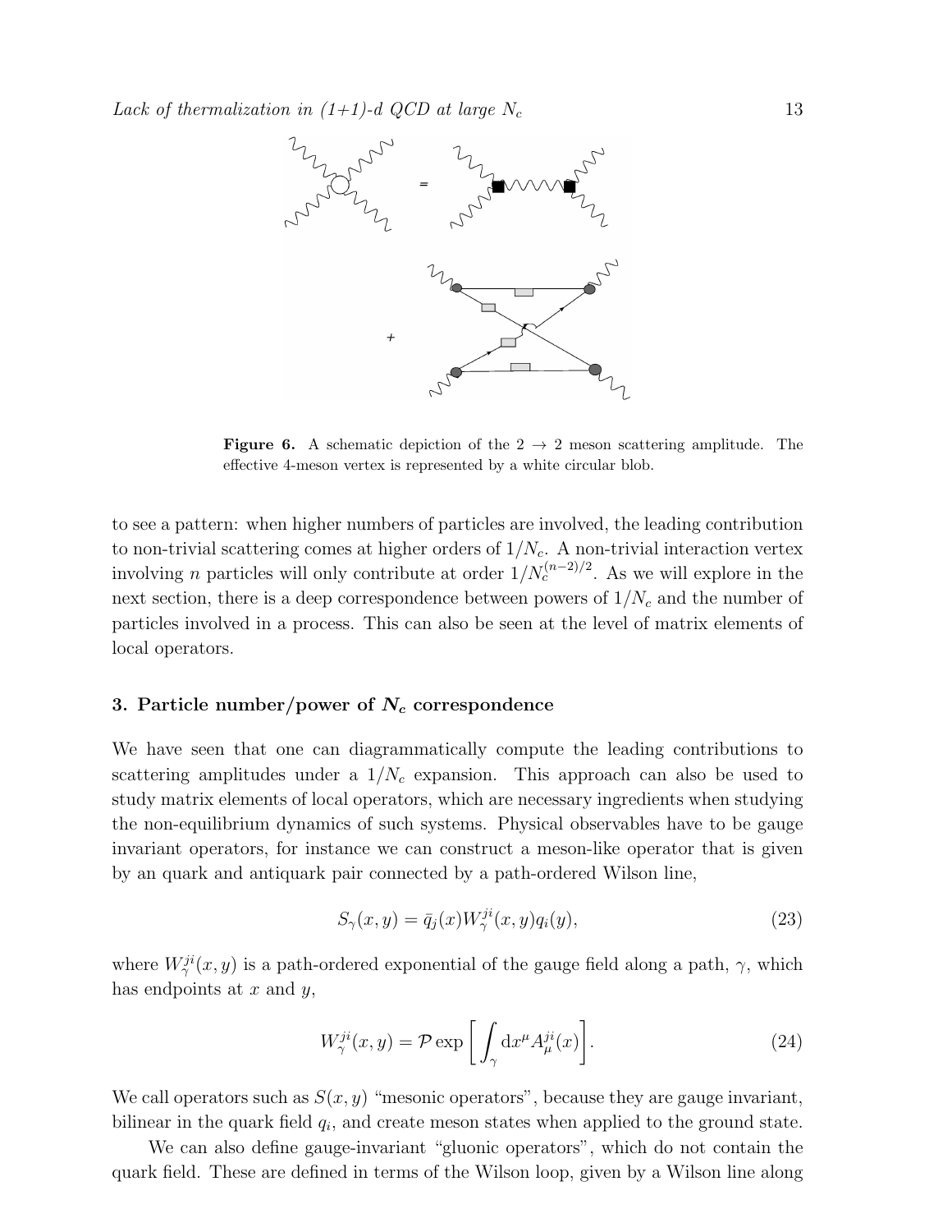**Figure 6.** A schematic depiction of the $2 \to 2$ meson scattering amplitude. The effective 4-meson vertex is represented by a white circular blob.

to see a pattern: when higher numbers of particles are involved, the leading contribution to non-trivial scattering comes at higher orders of $1/N_c$. A non-trivial interaction vertex involving $n$ particles will only contribute at order $1/N_c^{(n-2)/2}$. As we will explore in the next section, there is a deep correspondence between powers of $1/N_c$ and the number of particles involved in a process. This can also be seen at the level of matrix elements of local operators.

## 3. Particle number/power of $N_c$ correspondence

We have seen that one can diagrammatically compute the leading contributions to scattering amplitudes under a $1/N_c$ expansion. This approach can also be used to study matrix elements of local operators, which are necessary ingredients when studying the non-equilibrium dynamics of such systems. Physical observables have to be gauge invariant operators, for instance we can construct a meson-like operator that is given by an quark and antiquark pair connected by a path-ordered Wilson line,

$$S_\gamma(x, y) = \bar{q}_j(x) W_\gamma^{ji}(x, y) q_i(y), \tag{23}$$

where $W_\gamma^{ji}(x, y)$ is a path-ordered exponential of the gauge field along a path, $\gamma$, which has endpoints at $x$ and $y$,

$$W_\gamma^{ji}(x, y) = \mathcal{P} \exp\left[ \int_\gamma \mathrm{d}x^\mu A_\mu^{ji}(x) \right]. \tag{24}$$

We call operators such as $S(x, y)$ "mesonic operators", because they are gauge invariant, bilinear in the quark field $q_i$, and create meson states when applied to the ground state.

We can also define gauge-invariant "gluonic operators", which do not contain the quark field. These are defined in terms of the Wilson loop, given by a Wilson line along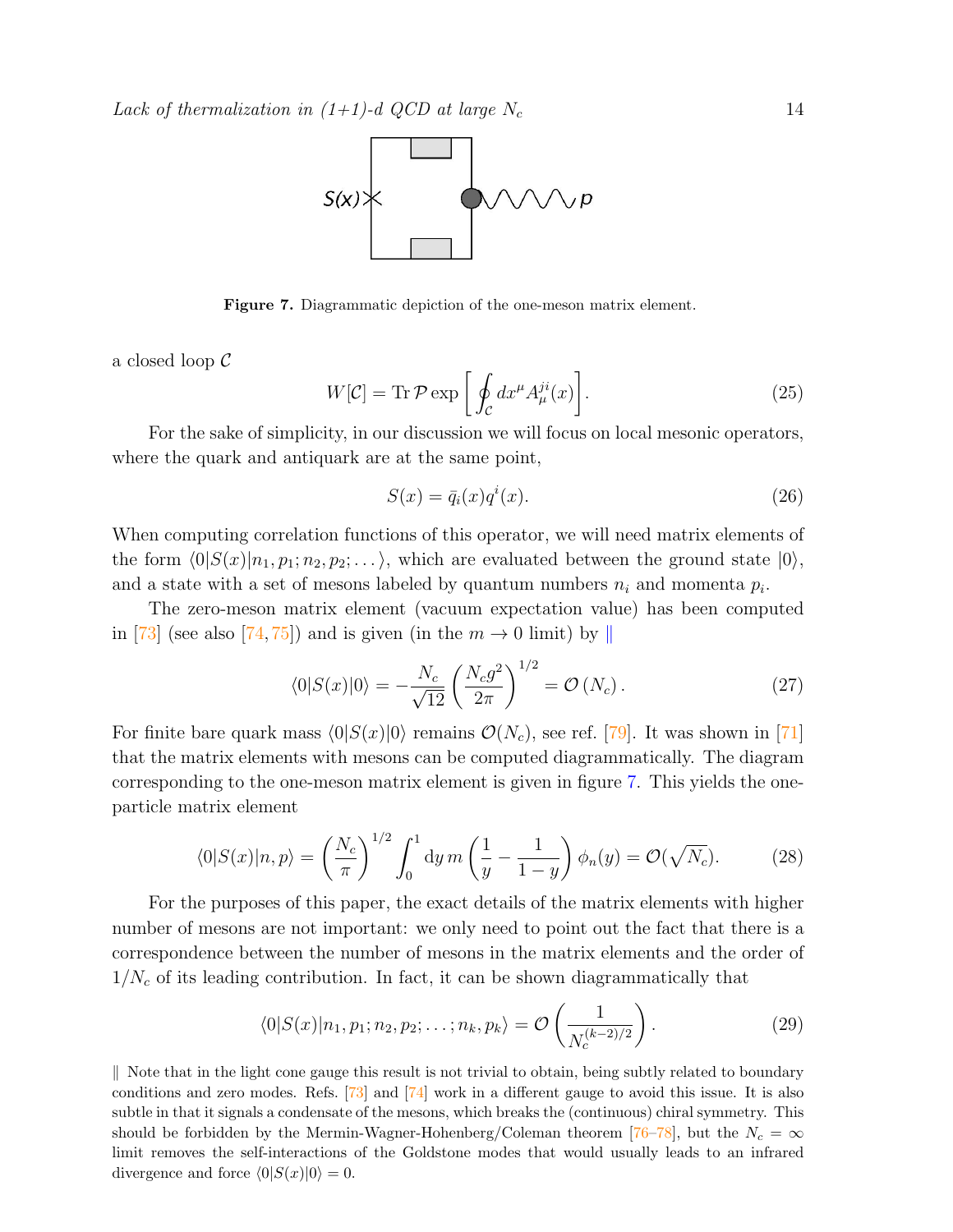Figure 7. Diagrammatic depiction of the one-meson matrix element.

a closed loop $\mathcal{C}$

$$W[\mathcal{C}] = \mathrm{Tr}\,\mathcal{P}\exp\left[\oint_{\mathcal{C}} dx^\mu A_\mu^{ji}(x)\right]. \tag{25}$$

For the sake of simplicity, in our discussion we will focus on local mesonic operators, where the quark and antiquark are at the same point,

$$S(x) = \bar{q}_i(x)q^i(x). \tag{26}$$

When computing correlation functions of this operator, we will need matrix elements of the form $\langle 0|S(x)|n_1,p_1;n_2,p_2;\dots\rangle$, which are evaluated between the ground state $|0\rangle$, and a state with a set of mesons labeled by quantum numbers $n_i$ and momenta $p_i$.

The zero-meson matrix element (vacuum expectation value) has been computed in [73] (see also [74, 75]) and is given (in the $m \to 0$ limit) by ‖

$$\langle 0|S(x)|0\rangle = -\frac{N_c}{\sqrt{12}}\left(\frac{N_c g^2}{2\pi}\right)^{1/2} = \mathcal{O}\left(N_c\right). \tag{27}$$

For finite bare quark mass $\langle 0|S(x)|0\rangle$ remains $\mathcal{O}(N_c)$, see ref. [79]. It was shown in [71] that the matrix elements with mesons can be computed diagrammatically. The diagram corresponding to the one-meson matrix element is given in figure 7. This yields the one-particle matrix element

$$\langle 0|S(x)|n,p\rangle = \left(\frac{N_c}{\pi}\right)^{1/2}\int_0^1 \mathrm{d}y\, m\left(\frac{1}{y}-\frac{1}{1-y}\right)\phi_n(y) = \mathcal{O}(\sqrt{N_c}). \tag{28}$$

For the purposes of this paper, the exact details of the matrix elements with higher number of mesons are not important: we only need to point out the fact that there is a correspondence between the number of mesons in the matrix elements and the order of $1/N_c$ of its leading contribution. In fact, it can be shown diagrammatically that

$$\langle 0|S(x)|n_1,p_1;n_2,p_2;\dots;n_k,p_k\rangle = \mathcal{O}\left(\frac{1}{N_c^{(k-2)/2}}\right). \tag{29}$$

‖ Note that in the light cone gauge this result is not trivial to obtain, being subtly related to boundary conditions and zero modes. Refs. [73] and [74] work in a different gauge to avoid this issue. It is also subtle in that it signals a condensate of the mesons, which breaks the (continuous) chiral symmetry. This should be forbidden by the Mermin-Wagner-Hohenberg/Coleman theorem [76–78], but the $N_c = \infty$ limit removes the self-interactions of the Goldstone modes that would usually leads to an infrared divergence and force $\langle 0|S(x)|0\rangle = 0$.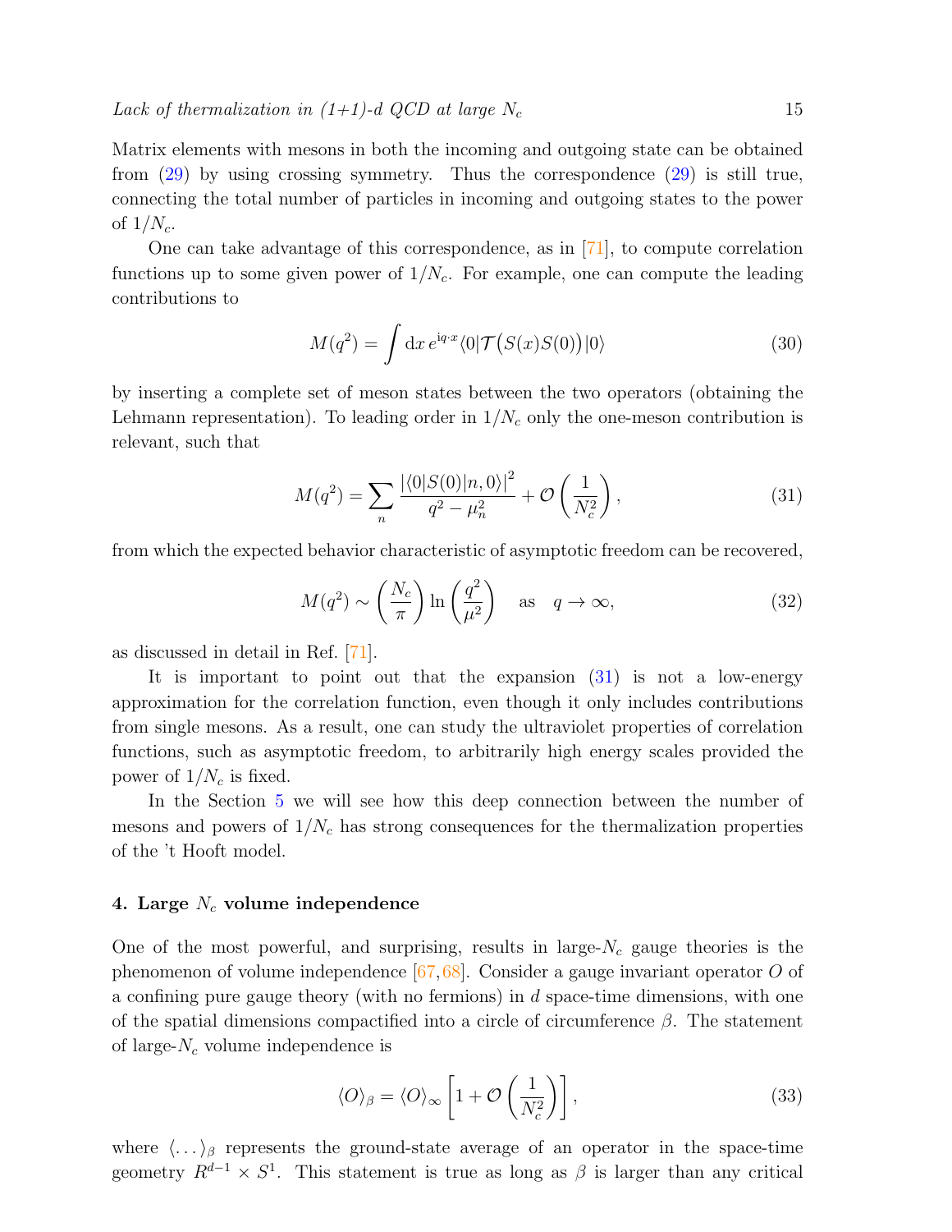Matrix elements with mesons in both the incoming and outgoing state can be obtained from (29) by using crossing symmetry. Thus the correspondence (29) is still true, connecting the total number of particles in incoming and outgoing states to the power of $1/N_c$.

One can take advantage of this correspondence, as in [71], to compute correlation functions up to some given power of $1/N_c$. For example, one can compute the leading contributions to

$$M(q^2) = \int \mathrm{d}x\, e^{\mathrm{i}q\cdot x} \langle 0|\mathcal{T}\big(S(x)S(0)\big)|0\rangle \tag{30}$$

by inserting a complete set of meson states between the two operators (obtaining the Lehmann representation). To leading order in $1/N_c$ only the one-meson contribution is relevant, such that

$$M(q^2) = \sum_n \frac{|\langle 0|S(0)|n,0\rangle|^2}{q^2 - \mu_n^2} + \mathcal{O}\left(\frac{1}{N_c^2}\right), \tag{31}$$

from which the expected behavior characteristic of asymptotic freedom can be recovered,

$$M(q^2) \sim \left(\frac{N_c}{\pi}\right) \ln\left(\frac{q^2}{\mu^2}\right) \quad \text{as} \quad q \to \infty, \tag{32}$$

as discussed in detail in Ref. [71].

It is important to point out that the expansion (31) is not a low-energy approximation for the correlation function, even though it only includes contributions from single mesons. As a result, one can study the ultraviolet properties of correlation functions, such as asymptotic freedom, to arbitrarily high energy scales provided the power of $1/N_c$ is fixed.

In the Section 5 we will see how this deep connection between the number of mesons and powers of $1/N_c$ has strong consequences for the thermalization properties of the 't Hooft model.

## 4. Large $N_c$ volume independence

One of the most powerful, and surprising, results in large-$N_c$ gauge theories is the phenomenon of volume independence [67,68]. Consider a gauge invariant operator $O$ of a confining pure gauge theory (with no fermions) in $d$ space-time dimensions, with one of the spatial dimensions compactified into a circle of circumference $\beta$. The statement of large-$N_c$ volume independence is

$$\langle O\rangle_\beta = \langle O\rangle_\infty \left[1 + \mathcal{O}\left(\frac{1}{N_c^2}\right)\right], \tag{33}$$

where $\langle \dots \rangle_\beta$ represents the ground-state average of an operator in the space-time geometry $R^{d-1} \times S^1$. This statement is true as long as $\beta$ is larger than any critical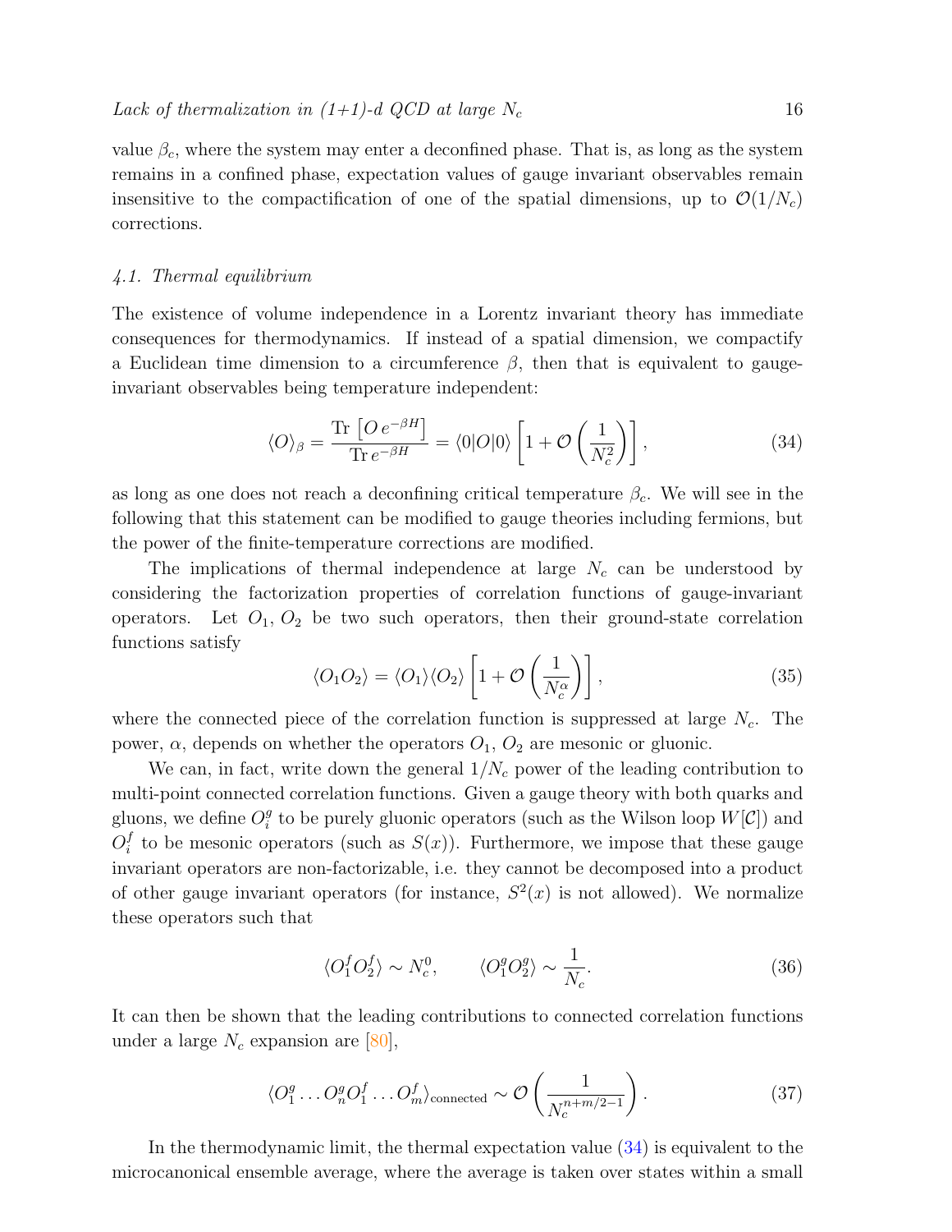value $\beta_c$, where the system may enter a deconfined phase. That is, as long as the system remains in a confined phase, expectation values of gauge invariant observables remain insensitive to the compactification of one of the spatial dimensions, up to $\mathcal{O}(1/N_c)$ corrections.

### *4.1. Thermal equilibrium*

The existence of volume independence in a Lorentz invariant theory has immediate consequences for thermodynamics. If instead of a spatial dimension, we compactify a Euclidean time dimension to a circumference $\beta$, then that is equivalent to gauge-invariant observables being temperature independent:

$$\langle O \rangle_\beta = \frac{\mathrm{Tr}\left[O\, e^{-\beta H}\right]}{\mathrm{Tr}\, e^{-\beta H}} = \langle 0|O|0\rangle \left[1 + \mathcal{O}\left(\frac{1}{N_c^2}\right)\right], \tag{34}$$

as long as one does not reach a deconfining critical temperature $\beta_c$. We will see in the following that this statement can be modified to gauge theories including fermions, but the power of the finite-temperature corrections are modified.

The implications of thermal independence at large $N_c$ can be understood by considering the factorization properties of correlation functions of gauge-invariant operators. Let $O_1$, $O_2$ be two such operators, then their ground-state correlation functions satisfy

$$\langle O_1 O_2 \rangle = \langle O_1 \rangle \langle O_2 \rangle \left[1 + \mathcal{O}\left(\frac{1}{N_c^\alpha}\right)\right], \tag{35}$$

where the connected piece of the correlation function is suppressed at large $N_c$. The power, $\alpha$, depends on whether the operators $O_1$, $O_2$ are mesonic or gluonic.

We can, in fact, write down the general $1/N_c$ power of the leading contribution to multi-point connected correlation functions. Given a gauge theory with both quarks and gluons, we define $O_i^g$ to be purely gluonic operators (such as the Wilson loop $W[\mathcal{C}]$) and $O_i^f$ to be mesonic operators (such as $S(x)$). Furthermore, we impose that these gauge invariant operators are non-factorizable, i.e. they cannot be decomposed into a product of other gauge invariant operators (for instance, $S^2(x)$ is not allowed). We normalize these operators such that

$$\langle O_1^f O_2^f \rangle \sim N_c^0, \qquad \langle O_1^g O_2^g \rangle \sim \frac{1}{N_c}. \tag{36}$$

It can then be shown that the leading contributions to connected correlation functions under a large $N_c$ expansion are [80],

$$\langle O_1^g \dots O_n^g O_1^f \dots O_m^f \rangle_{\text{connected}} \sim \mathcal{O}\left(\frac{1}{N_c^{n+m/2-1}}\right). \tag{37}$$

In the thermodynamic limit, the thermal expectation value (34) is equivalent to the microcanonical ensemble average, where the average is taken over states within a small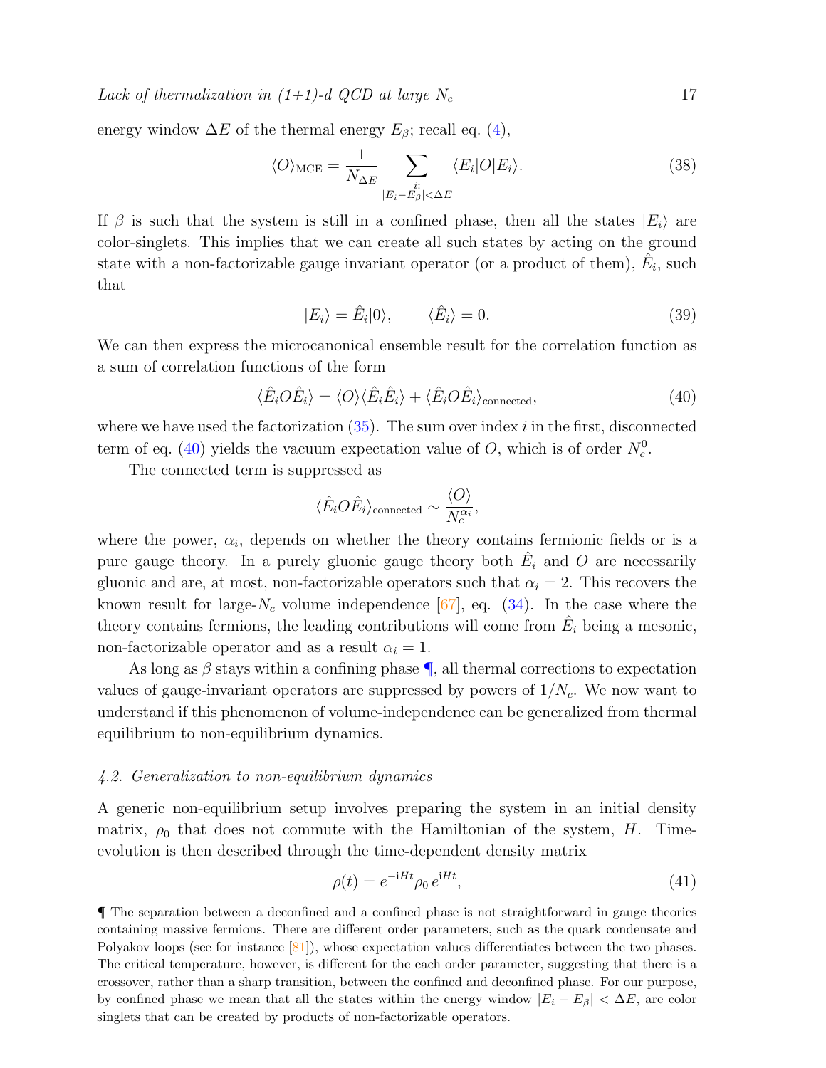energy window $\Delta E$ of the thermal energy $E_\beta$; recall eq. (4),

$$\langle O \rangle_{\mathrm{MCE}} = \frac{1}{N_{\Delta E}} \sum_{\substack{i: \\ |E_i - E_\beta| < \Delta E}} \langle E_i | O | E_i \rangle. \tag{38}$$

If $\beta$ is such that the system is still in a confined phase, then all the states $|E_i\rangle$ are color-singlets. This implies that we can create all such states by acting on the ground state with a non-factorizable gauge invariant operator (or a product of them), $\hat{E}_i$, such that

$$|E_i\rangle = \hat{E}_i |0\rangle, \qquad \langle \hat{E}_i \rangle = 0. \tag{39}$$

We can then express the microcanonical ensemble result for the correlation function as a sum of correlation functions of the form

$$\langle \hat{E}_i O \hat{E}_i \rangle = \langle O \rangle \langle \hat{E}_i \hat{E}_i \rangle + \langle \hat{E}_i O \hat{E}_i \rangle_{\mathrm{connected}}, \tag{40}$$

where we have used the factorization (35). The sum over index $i$ in the first, disconnected term of eq. (40) yields the vacuum expectation value of $O$, which is of order $N_c^0$.

The connected term is suppressed as

$$\langle \hat{E}_i O \hat{E}_i \rangle_{\mathrm{connected}} \sim \frac{\langle O \rangle}{N_c^{\alpha_i}},$$

where the power, $\alpha_i$, depends on whether the theory contains fermionic fields or is a pure gauge theory. In a purely gluonic gauge theory both $\hat{E}_i$ and $O$ are necessarily gluonic and are, at most, non-factorizable operators such that $\alpha_i = 2$. This recovers the known result for large-$N_c$ volume independence [67], eq. (34). In the case where the theory contains fermions, the leading contributions will come from $\hat{E}_i$ being a mesonic, non-factorizable operator and as a result $\alpha_i = 1$.

As long as $\beta$ stays within a confining phase ¶, all thermal corrections to expectation values of gauge-invariant operators are suppressed by powers of $1/N_c$. We now want to understand if this phenomenon of volume-independence can be generalized from thermal equilibrium to non-equilibrium dynamics.

### *4.2. Generalization to non-equilibrium dynamics*

A generic non-equilibrium setup involves preparing the system in an initial density matrix, $\rho_0$ that does not commute with the Hamiltonian of the system, $H$. Time-evolution is then described through the time-dependent density matrix

$$\rho(t) = e^{-\mathrm{i}Ht} \rho_0 \, e^{\mathrm{i}Ht}, \tag{41}$$

¶ The separation between a deconfined and a confined phase is not straightforward in gauge theories containing massive fermions. There are different order parameters, such as the quark condensate and Polyakov loops (see for instance [81]), whose expectation values differentiates between the two phases. The critical temperature, however, is different for the each order parameter, suggesting that there is a crossover, rather than a sharp transition, between the confined and deconfined phase. For our purpose, by confined phase we mean that all the states within the energy window $|E_i - E_\beta| < \Delta E$, are color singlets that can be created by products of non-factorizable operators.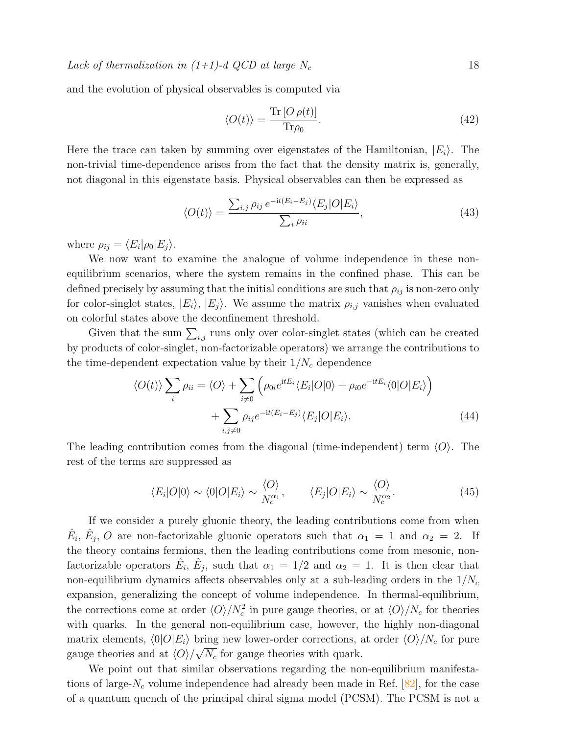and the evolution of physical observables is computed via

$$\langle O(t)\rangle = \frac{\mathrm{Tr}\left[O\,\rho(t)\right]}{\mathrm{Tr}\rho_0}. \tag{42}$$

Here the trace can taken by summing over eigenstates of the Hamiltonian, $|E_i\rangle$. The non-trivial time-dependence arises from the fact that the density matrix is, generally, not diagonal in this eigenstate basis. Physical observables can then be expressed as

$$\langle O(t)\rangle = \frac{\sum_{i,j}\rho_{ij}\,e^{-\mathrm{i}t(E_i-E_j)}\langle E_j|O|E_i\rangle}{\sum_i \rho_{ii}}, \tag{43}$$

where $\rho_{ij} = \langle E_i|\rho_0|E_j\rangle$.

We now want to examine the analogue of volume independence in these non-equilibrium scenarios, where the system remains in the confined phase. This can be defined precisely by assuming that the initial conditions are such that $\rho_{ij}$ is non-zero only for color-singlet states, $|E_i\rangle$, $|E_j\rangle$. We assume the matrix $\rho_{i,j}$ vanishes when evaluated on colorful states above the deconfinement threshold.

Given that the sum $\sum_{i,j}$ runs only over color-singlet states (which can be created by products of color-singlet, non-factorizable operators) we arrange the contributions to the time-dependent expectation value by their $1/N_c$ dependence

$$\begin{aligned}\langle O(t)\rangle \sum_i \rho_{ii} = \langle O\rangle &+ \sum_{i\neq 0}\left(\rho_{0i}e^{\mathrm{i}tE_i}\langle E_i|O|0\rangle + \rho_{i0}e^{-\mathrm{i}tE_i}\langle 0|O|E_i\rangle\right)\\ &+ \sum_{i,j\neq 0}\rho_{ij}e^{-\mathrm{i}t(E_i-E_j)}\langle E_j|O|E_i\rangle.\end{aligned} \tag{44}$$

The leading contribution comes from the diagonal (time-independent) term $\langle O\rangle$. The rest of the terms are suppressed as

$$\langle E_i|O|0\rangle \sim \langle 0|O|E_i\rangle \sim \frac{\langle O\rangle}{N_c^{\alpha_1}}, \qquad \langle E_j|O|E_i\rangle \sim \frac{\langle O\rangle}{N_c^{\alpha_2}}. \tag{45}$$

If we consider a purely gluonic theory, the leading contributions come from when $\hat{E}_i$, $\hat{E}_j$, $O$ are non-factorizable gluonic operators such that $\alpha_1 = 1$ and $\alpha_2 = 2$. If the theory contains fermions, then the leading contributions come from mesonic, non-factorizable operators $\hat{E}_i$, $\hat{E}_j$, such that $\alpha_1 = 1/2$ and $\alpha_2 = 1$. It is then clear that non-equilibrium dynamics affects observables only at a sub-leading orders in the $1/N_c$ expansion, generalizing the concept of volume independence. In thermal-equilibrium, the corrections come at order $\langle O\rangle/N_c^2$ in pure gauge theories, or at $\langle O\rangle/N_c$ for theories with quarks. In the general non-equilibrium case, however, the highly non-diagonal matrix elements, $\langle 0|O|E_i\rangle$ bring new lower-order corrections, at order $\langle O\rangle/N_c$ for pure gauge theories and at $\langle O\rangle/\sqrt{N_c}$ for gauge theories with quark.

We point out that similar observations regarding the non-equilibrium manifestations of large-$N_c$ volume independence had already been made in Ref. [82], for the case of a quantum quench of the principal chiral sigma model (PCSM). The PCSM is not a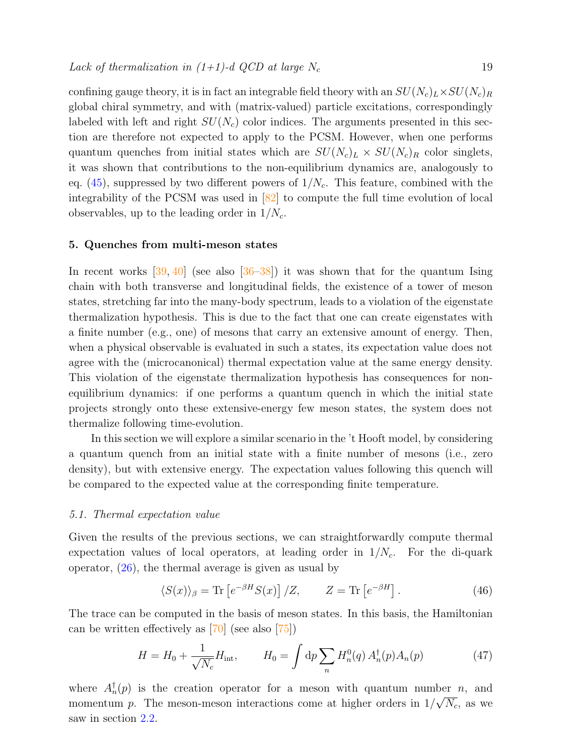confining gauge theory, it is in fact an integrable field theory with an $SU(N_c)_L \times SU(N_c)_R$ global chiral symmetry, and with (matrix-valued) particle excitations, correspondingly labeled with left and right $SU(N_c)$ color indices. The arguments presented in this section are therefore not expected to apply to the PCSM. However, when one performs quantum quenches from initial states which are $SU(N_c)_L \times SU(N_c)_R$ color singlets, it was shown that contributions to the non-equilibrium dynamics are, analogously to eq. (45), suppressed by two different powers of $1/N_c$. This feature, combined with the integrability of the PCSM was used in [82] to compute the full time evolution of local observables, up to the leading order in $1/N_c$.

## 5. Quenches from multi-meson states

In recent works [39, 40] (see also [36–38]) it was shown that for the quantum Ising chain with both transverse and longitudinal fields, the existence of a tower of meson states, stretching far into the many-body spectrum, leads to a violation of the eigenstate thermalization hypothesis. This is due to the fact that one can create eigenstates with a finite number (e.g., one) of mesons that carry an extensive amount of energy. Then, when a physical observable is evaluated in such a states, its expectation value does not agree with the (microcanonical) thermal expectation value at the same energy density. This violation of the eigenstate thermalization hypothesis has consequences for non-equilibrium dynamics: if one performs a quantum quench in which the initial state projects strongly onto these extensive-energy few meson states, the system does not thermalize following time-evolution.

In this section we will explore a similar scenario in the 't Hooft model, by considering a quantum quench from an initial state with a finite number of mesons (i.e., zero density), but with extensive energy. The expectation values following this quench will be compared to the expected value at the corresponding finite temperature.

### 5.1. Thermal expectation value

Given the results of the previous sections, we can straightforwardly compute thermal expectation values of local operators, at leading order in $1/N_c$. For the di-quark operator, (26), the thermal average is given as usual by

$$\langle S(x) \rangle_\beta = \mathrm{Tr}\left[e^{-\beta H} S(x)\right]/Z, \qquad Z = \mathrm{Tr}\left[e^{-\beta H}\right]. \tag{46}$$

The trace can be computed in the basis of meson states. In this basis, the Hamiltonian can be written effectively as [70] (see also [75])

$$H = H_0 + \frac{1}{\sqrt{N_c}} H_{\mathrm{int}}, \qquad H_0 = \int \mathrm{d}p \sum_n H_n^0(q)\, A_n^\dagger(p) A_n(p) \tag{47}$$

where $A_n^\dagger(p)$ is the creation operator for a meson with quantum number $n$, and momentum $p$. The meson-meson interactions come at higher orders in $1/\sqrt{N_c}$, as we saw in section 2.2.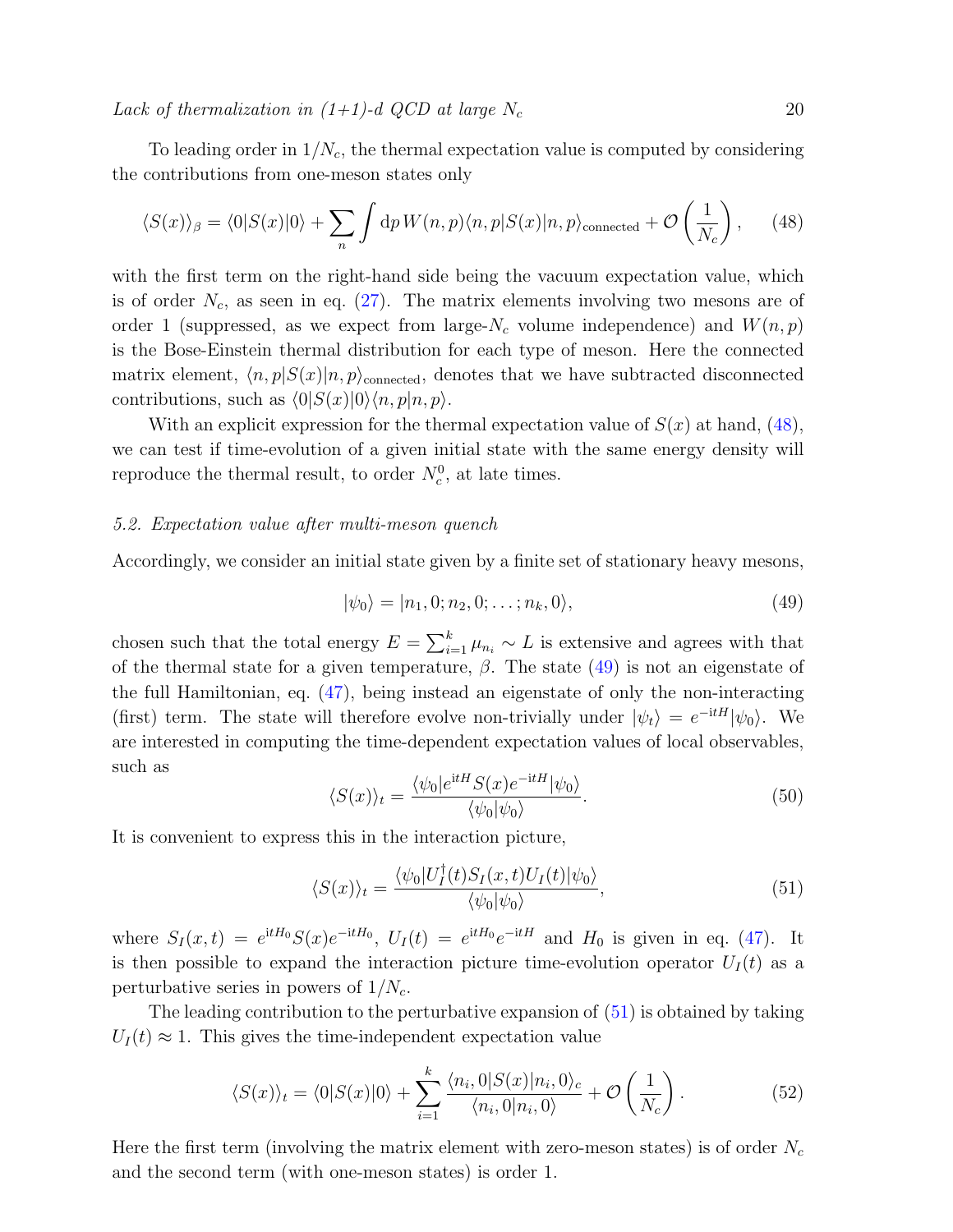To leading order in $1/N_c$, the thermal expectation value is computed by considering the contributions from one-meson states only

$$\langle S(x)\rangle_\beta = \langle 0|S(x)|0\rangle + \sum_n \int \mathrm{d}p\, W(n,p)\langle n,p|S(x)|n,p\rangle_{\text{connected}} + \mathcal{O}\left(\frac{1}{N_c}\right), \tag{48}$$

with the first term on the right-hand side being the vacuum expectation value, which is of order $N_c$, as seen in eq. (27). The matrix elements involving two mesons are of order 1 (suppressed, as we expect from large-$N_c$ volume independence) and $W(n,p)$ is the Bose-Einstein thermal distribution for each type of meson. Here the connected matrix element, $\langle n,p|S(x)|n,p\rangle_{\text{connected}}$, denotes that we have subtracted disconnected contributions, such as $\langle 0|S(x)|0\rangle\langle n,p|n,p\rangle$.

With an explicit expression for the thermal expectation value of $S(x)$ at hand, (48), we can test if time-evolution of a given initial state with the same energy density will reproduce the thermal result, to order $N_c^0$, at late times.

### 5.2. Expectation value after multi-meson quench

Accordingly, we consider an initial state given by a finite set of stationary heavy mesons,

$$|\psi_0\rangle = |n_1, 0; n_2, 0; \ldots; n_k, 0\rangle, \tag{49}$$

chosen such that the total energy $E = \sum_{i=1}^{k} \mu_{n_i} \sim L$ is extensive and agrees with that of the thermal state for a given temperature, $\beta$. The state (49) is not an eigenstate of the full Hamiltonian, eq. (47), being instead an eigenstate of only the non-interacting (first) term. The state will therefore evolve non-trivially under $|\psi_t\rangle = e^{-\mathrm{i}tH}|\psi_0\rangle$. We are interested in computing the time-dependent expectation values of local observables, such as

$$\langle S(x)\rangle_t = \frac{\langle\psi_0|e^{\mathrm{i}tH}S(x)e^{-\mathrm{i}tH}|\psi_0\rangle}{\langle\psi_0|\psi_0\rangle}. \tag{50}$$

It is convenient to express this in the interaction picture,

$$\langle S(x)\rangle_t = \frac{\langle\psi_0|U_I^\dagger(t)S_I(x,t)U_I(t)|\psi_0\rangle}{\langle\psi_0|\psi_0\rangle}, \tag{51}$$

where $S_I(x,t) = e^{\mathrm{i}tH_0}S(x)e^{-\mathrm{i}tH_0}$, $U_I(t) = e^{\mathrm{i}tH_0}e^{-\mathrm{i}tH}$ and $H_0$ is given in eq. (47). It is then possible to expand the interaction picture time-evolution operator $U_I(t)$ as a perturbative series in powers of $1/N_c$.

The leading contribution to the perturbative expansion of (51) is obtained by taking $U_I(t) \approx 1$. This gives the time-independent expectation value

$$\langle S(x)\rangle_t = \langle 0|S(x)|0\rangle + \sum_{i=1}^{k} \frac{\langle n_i, 0|S(x)|n_i, 0\rangle_c}{\langle n_i, 0|n_i, 0\rangle} + \mathcal{O}\left(\frac{1}{N_c}\right). \tag{52}$$

Here the first term (involving the matrix element with zero-meson states) is of order $N_c$ and the second term (with one-meson states) is order 1.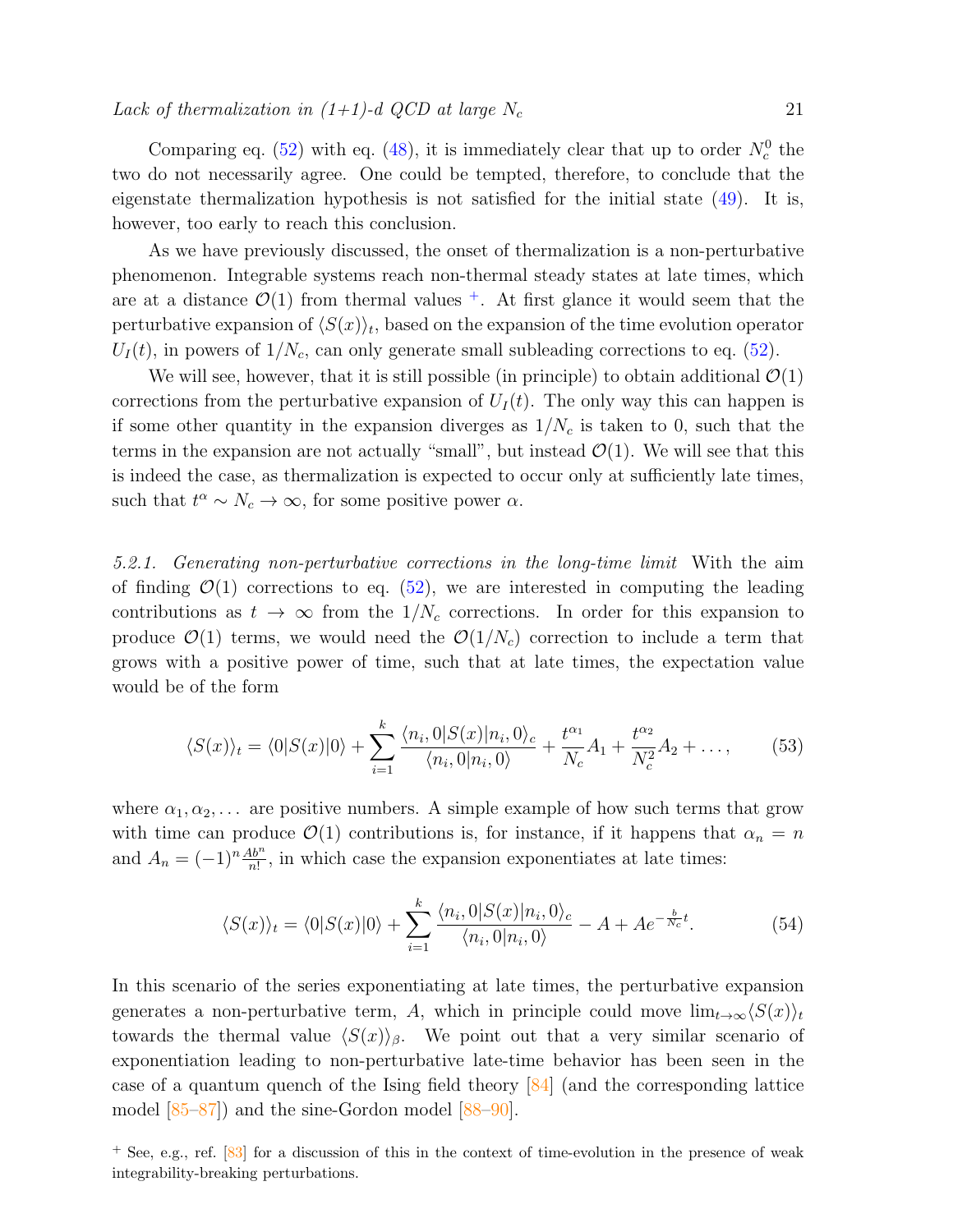Comparing eq. (52) with eq. (48), it is immediately clear that up to order $N_c^0$ the two do not necessarily agree. One could be tempted, therefore, to conclude that the eigenstate thermalization hypothesis is not satisfied for the initial state (49). It is, however, too early to reach this conclusion.

As we have previously discussed, the onset of thermalization is a non-perturbative phenomenon. Integrable systems reach non-thermal steady states at late times, which are at a distance $\mathcal{O}(1)$ from thermal values [+]. At first glance it would seem that the perturbative expansion of $\langle S(x)\rangle_t$, based on the expansion of the time evolution operator $U_I(t)$, in powers of $1/N_c$, can only generate small subleading corrections to eq. (52).

We will see, however, that it is still possible (in principle) to obtain additional $\mathcal{O}(1)$ corrections from the perturbative expansion of $U_I(t)$. The only way this can happen is if some other quantity in the expansion diverges as $1/N_c$ is taken to 0, such that the terms in the expansion are not actually "small", but instead $\mathcal{O}(1)$. We will see that this is indeed the case, as thermalization is expected to occur only at sufficiently late times, such that $t^\alpha \sim N_c \to \infty$, for some positive power $\alpha$.

*5.2.1. Generating non-perturbative corrections in the long-time limit* With the aim of finding $\mathcal{O}(1)$ corrections to eq. (52), we are interested in computing the leading contributions as $t \to \infty$ from the $1/N_c$ corrections. In order for this expansion to produce $\mathcal{O}(1)$ terms, we would need the $\mathcal{O}(1/N_c)$ correction to include a term that grows with a positive power of time, such that at late times, the expectation value would be of the form

$$\langle S(x)\rangle_t = \langle 0|S(x)|0\rangle + \sum_{i=1}^{k} \frac{\langle n_i, 0|S(x)|n_i, 0\rangle_c}{\langle n_i, 0|n_i, 0\rangle} + \frac{t^{\alpha_1}}{N_c} A_1 + \frac{t^{\alpha_2}}{N_c^2} A_2 + \ldots, \tag{53}$$

where $\alpha_1, \alpha_2, \ldots$ are positive numbers. A simple example of how such terms that grow with time can produce $\mathcal{O}(1)$ contributions is, for instance, if it happens that $\alpha_n = n$ and $A_n = (-1)^n \frac{A b^n}{n!}$, in which case the expansion exponentiates at late times:

$$\langle S(x)\rangle_t = \langle 0|S(x)|0\rangle + \sum_{i=1}^{k} \frac{\langle n_i, 0|S(x)|n_i, 0\rangle_c}{\langle n_i, 0|n_i, 0\rangle} - A + A e^{-\frac{b}{N_c} t}. \tag{54}$$

In this scenario of the series exponentiating at late times, the perturbative expansion generates a non-perturbative term, $A$, which in principle could move $\lim_{t\to\infty}\langle S(x)\rangle_t$ towards the thermal value $\langle S(x)\rangle_\beta$. We point out that a very similar scenario of exponentiation leading to non-perturbative late-time behavior has been seen in the case of a quantum quench of the Ising field theory [84] (and the corresponding lattice model [85–87]) and the sine-Gordon model [88–90].

[+] See, e.g., ref. [83] for a discussion of this in the context of time-evolution in the presence of weak integrability-breaking perturbations.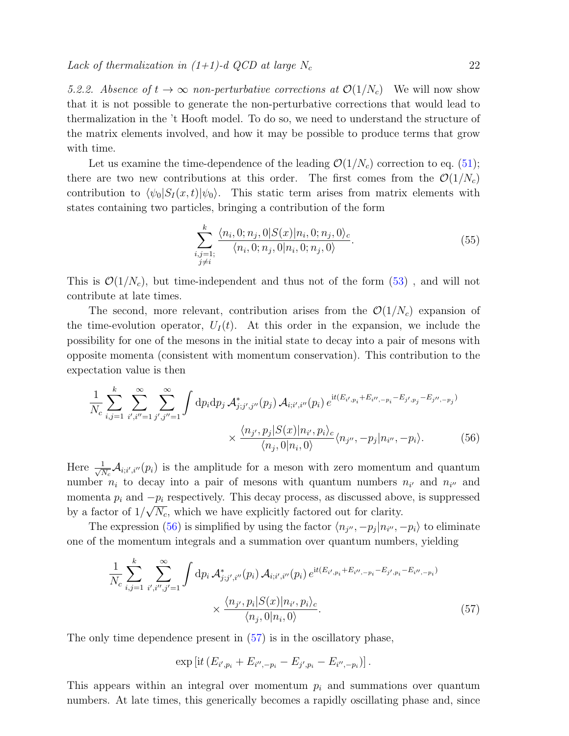*5.2.2. Absence of $t \to \infty$ non-perturbative corrections at $\mathcal{O}(1/N_c)$* We will now show that it is not possible to generate the non-perturbative corrections that would lead to thermalization in the 't Hooft model. To do so, we need to understand the structure of the matrix elements involved, and how it may be possible to produce terms that grow with time.

Let us examine the time-dependence of the leading $\mathcal{O}(1/N_c)$ correction to eq. (51); there are two new contributions at this order. The first comes from the $\mathcal{O}(1/N_c)$ contribution to $\langle\psi_0|S_I(x,t)|\psi_0\rangle$. This static term arises from matrix elements with states containing two particles, bringing a contribution of the form

$$\sum_{\substack{i,j=1;\\ j\neq i}}^{k} \frac{\langle n_i,0;n_j,0|S(x)|n_i,0;n_j,0\rangle_c}{\langle n_i,0;n_j,0|n_i,0;n_j,0\rangle}. \tag{55}$$

This is $\mathcal{O}(1/N_c)$, but time-independent and thus not of the form (53) , and will not contribute at late times.

The second, more relevant, contribution arises from the $\mathcal{O}(1/N_c)$ expansion of the time-evolution operator, $U_I(t)$. At this order in the expansion, we include the possibility for one of the mesons in the initial state to decay into a pair of mesons with opposite momenta (consistent with momentum conservation). This contribution to the expectation value is then

$$\frac{1}{N_c}\sum_{i,j=1}^{k}\sum_{i',i''=1}^{\infty}\sum_{j',j''=1}^{\infty}\int \mathrm{d}p_i \mathrm{d}p_j\, \mathcal{A}^*_{j;j',j''}(p_j)\,\mathcal{A}_{i;i',i''}(p_i)\, e^{\mathrm{i}t(E_{i',p_i}+E_{i'',-p_i}-E_{j',p_j}-E_{j'',-p_j})} \\ \times \frac{\langle n_{j'},p_j|S(x)|n_{i'},p_i\rangle_c}{\langle n_j,0|n_i,0\rangle}\langle n_{j''},-p_j|n_{i''},-p_i\rangle. \tag{56}$$

Here $\frac{1}{\sqrt{N_c}}\mathcal{A}_{i;i',i''}(p_i)$ is the amplitude for a meson with zero momentum and quantum number $n_i$ to decay into a pair of mesons with quantum numbers $n_{i'}$ and $n_{i''}$ and momenta $p_i$ and $-p_i$ respectively. This decay process, as discussed above, is suppressed by a factor of $1/\sqrt{N_c}$, which we have explicitly factored out for clarity.

The expression (56) is simplified by using the factor $\langle n_{j''},-p_j|n_{i''},-p_i\rangle$ to eliminate one of the momentum integrals and a summation over quantum numbers, yielding

$$\frac{1}{N_c}\sum_{i,j=1}^{k}\sum_{i',i'',j'=1}^{\infty}\int \mathrm{d}p_i\, \mathcal{A}^*_{j;j',i''}(p_i)\,\mathcal{A}_{i;i',i''}(p_i)\, e^{\mathrm{i}t(E_{i',p_i}+E_{i'',-p_i}-E_{j',p_i}-E_{i'',-p_i})} \\ \times \frac{\langle n_{j'},p_i|S(x)|n_{i'},p_i\rangle_c}{\langle n_j,0|n_i,0\rangle}. \tag{57}$$

The only time dependence present in (57) is in the oscillatory phase,

$$\exp\left[\mathrm{i}t\left(E_{i',p_i}+E_{i'',-p_i}-E_{j',p_i}-E_{i'',-p_i}\right)\right].$$

This appears within an integral over momentum $p_i$ and summations over quantum numbers. At late times, this generically becomes a rapidly oscillating phase and, since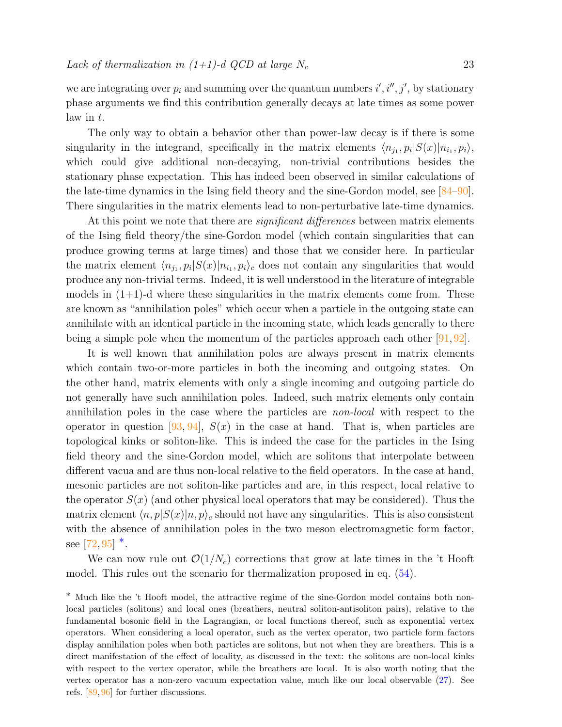we are integrating over $p_i$ and summing over the quantum numbers $i', i'', j'$, by stationary phase arguments we find this contribution generally decays at late times as some power law in $t$.

The only way to obtain a behavior other than power-law decay is if there is some singularity in the integrand, specifically in the matrix elements $\langle n_{j_1}, p_i | S(x) | n_{i_1}, p_i \rangle$, which could give additional non-decaying, non-trivial contributions besides the stationary phase expectation. This has indeed been observed in similar calculations of the late-time dynamics in the Ising field theory and the sine-Gordon model, see [84–90]. There singularities in the matrix elements lead to non-perturbative late-time dynamics.

At this point we note that there are *significant differences* between matrix elements of the Ising field theory/the sine-Gordon model (which contain singularities that can produce growing terms at large times) and those that we consider here. In particular the matrix element $\langle n_{j_1}, p_i | S(x) | n_{i_1}, p_i \rangle_c$ does not contain any singularities that would produce any non-trivial terms. Indeed, it is well understood in the literature of integrable models in (1+1)-d where these singularities in the matrix elements come from. These are known as "annihilation poles" which occur when a particle in the outgoing state can annihilate with an identical particle in the incoming state, which leads generally to there being a simple pole when the momentum of the particles approach each other [91, 92].

It is well known that annihilation poles are always present in matrix elements which contain two-or-more particles in both the incoming and outgoing states. On the other hand, matrix elements with only a single incoming and outgoing particle do not generally have such annihilation poles. Indeed, such matrix elements only contain annihilation poles in the case where the particles are *non-local* with respect to the operator in question [93, 94], $S(x)$ in the case at hand. That is, when particles are topological kinks or soliton-like. This is indeed the case for the particles in the Ising field theory and the sine-Gordon model, which are solitons that interpolate between different vacua and are thus non-local relative to the field operators. In the case at hand, mesonic particles are not soliton-like particles and are, in this respect, local relative to the operator $S(x)$ (and other physical local operators that may be considered). Thus the matrix element $\langle n, p | S(x) | n, p \rangle_c$ should not have any singularities. This is also consistent with the absence of annihilation poles in the two meson electromagnetic form factor, see [72, 95] *.

We can now rule out $\mathcal{O}(1/N_c)$ corrections that grow at late times in the 't Hooft model. This rules out the scenario for thermalization proposed in eq. (54).

* Much like the 't Hooft model, the attractive regime of the sine-Gordon model contains both non-local particles (solitons) and local ones (breathers, neutral soliton-antisoliton pairs), relative to the fundamental bosonic field in the Lagrangian, or local functions thereof, such as exponential vertex operators. When considering a local operator, such as the vertex operator, two particle form factors display annihilation poles when both particles are solitons, but not when they are breathers. This is a direct manifestation of the effect of locality, as discussed in the text: the solitons are non-local kinks with respect to the vertex operator, while the breathers are local. It is also worth noting that the vertex operator has a non-zero vacuum expectation value, much like our local observable (27). See refs. [89, 96] for further discussions.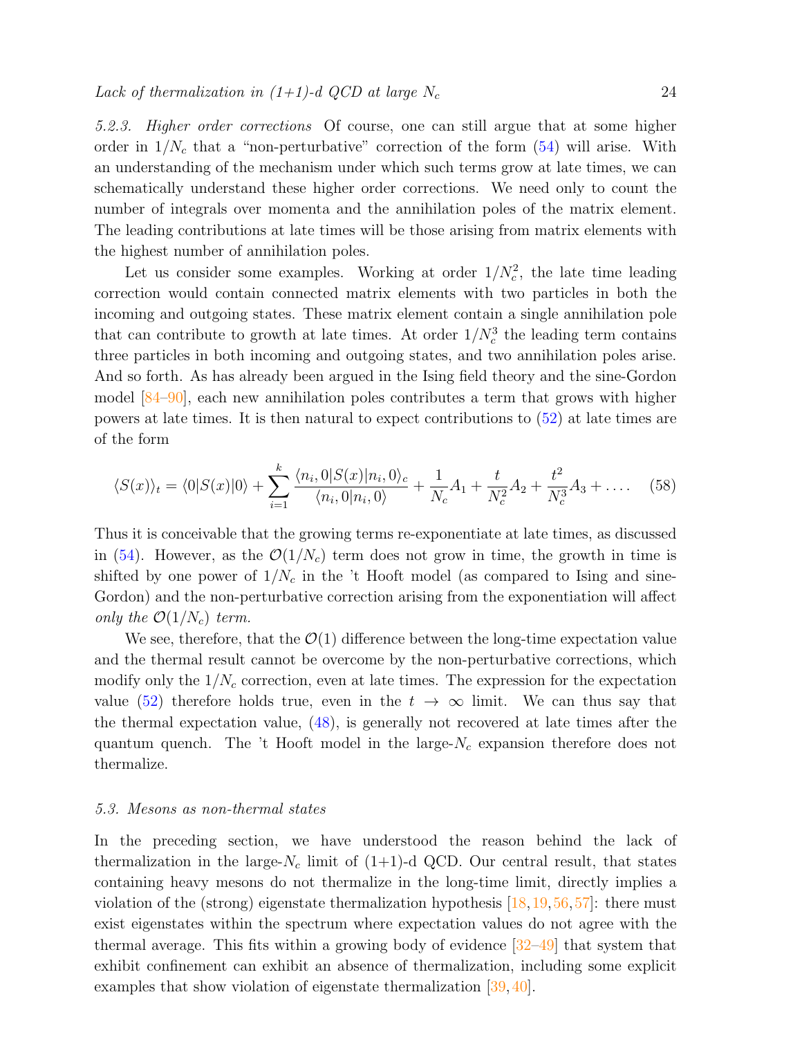#### 5.2.3. Higher order corrections

Of course, one can still argue that at some higher order in $1/N_c$ that a "non-perturbative" correction of the form (54) will arise. With an understanding of the mechanism under which such terms grow at late times, we can schematically understand these higher order corrections. We need only to count the number of integrals over momenta and the annihilation poles of the matrix element. The leading contributions at late times will be those arising from matrix elements with the highest number of annihilation poles.

Let us consider some examples. Working at order $1/N_c^2$, the late time leading correction would contain connected matrix elements with two particles in both the incoming and outgoing states. These matrix element contain a single annihilation pole that can contribute to growth at late times. At order $1/N_c^3$ the leading term contains three particles in both incoming and outgoing states, and two annihilation poles arise. And so forth. As has already been argued in the Ising field theory and the sine-Gordon model [84–90], each new annihilation poles contributes a term that grows with higher powers at late times. It is then natural to expect contributions to (52) at late times are of the form

$$\langle S(x)\rangle_t = \langle 0|S(x)|0\rangle + \sum_{i=1}^{k} \frac{\langle n_i, 0|S(x)|n_i, 0\rangle_c}{\langle n_i, 0|n_i, 0\rangle} + \frac{1}{N_c}A_1 + \frac{t}{N_c^2}A_2 + \frac{t^2}{N_c^3}A_3 + \ldots . \quad (58)$$

Thus it is conceivable that the growing terms re-exponentiate at late times, as discussed in (54). However, as the $\mathcal{O}(1/N_c)$ term does not grow in time, the growth in time is shifted by one power of $1/N_c$ in the 't Hooft model (as compared to Ising and sine-Gordon) and the non-perturbative correction arising from the exponentiation will affect *only the $\mathcal{O}(1/N_c)$ term.*

We see, therefore, that the $\mathcal{O}(1)$ difference between the long-time expectation value and the thermal result cannot be overcome by the non-perturbative corrections, which modify only the $1/N_c$ correction, even at late times. The expression for the expectation value (52) therefore holds true, even in the $t \to \infty$ limit. We can thus say that the thermal expectation value, (48), is generally not recovered at late times after the quantum quench. The 't Hooft model in the large-$N_c$ expansion therefore does not thermalize.

### 5.3. Mesons as non-thermal states

In the preceding section, we have understood the reason behind the lack of thermalization in the large-$N_c$ limit of (1+1)-d QCD. Our central result, that states containing heavy mesons do not thermalize in the long-time limit, directly implies a violation of the (strong) eigenstate thermalization hypothesis [18, 19, 56, 57]: there must exist eigenstates within the spectrum where expectation values do not agree with the thermal average. This fits within a growing body of evidence [32–49] that system that exhibit confinement can exhibit an absence of thermalization, including some explicit examples that show violation of eigenstate thermalization [39, 40].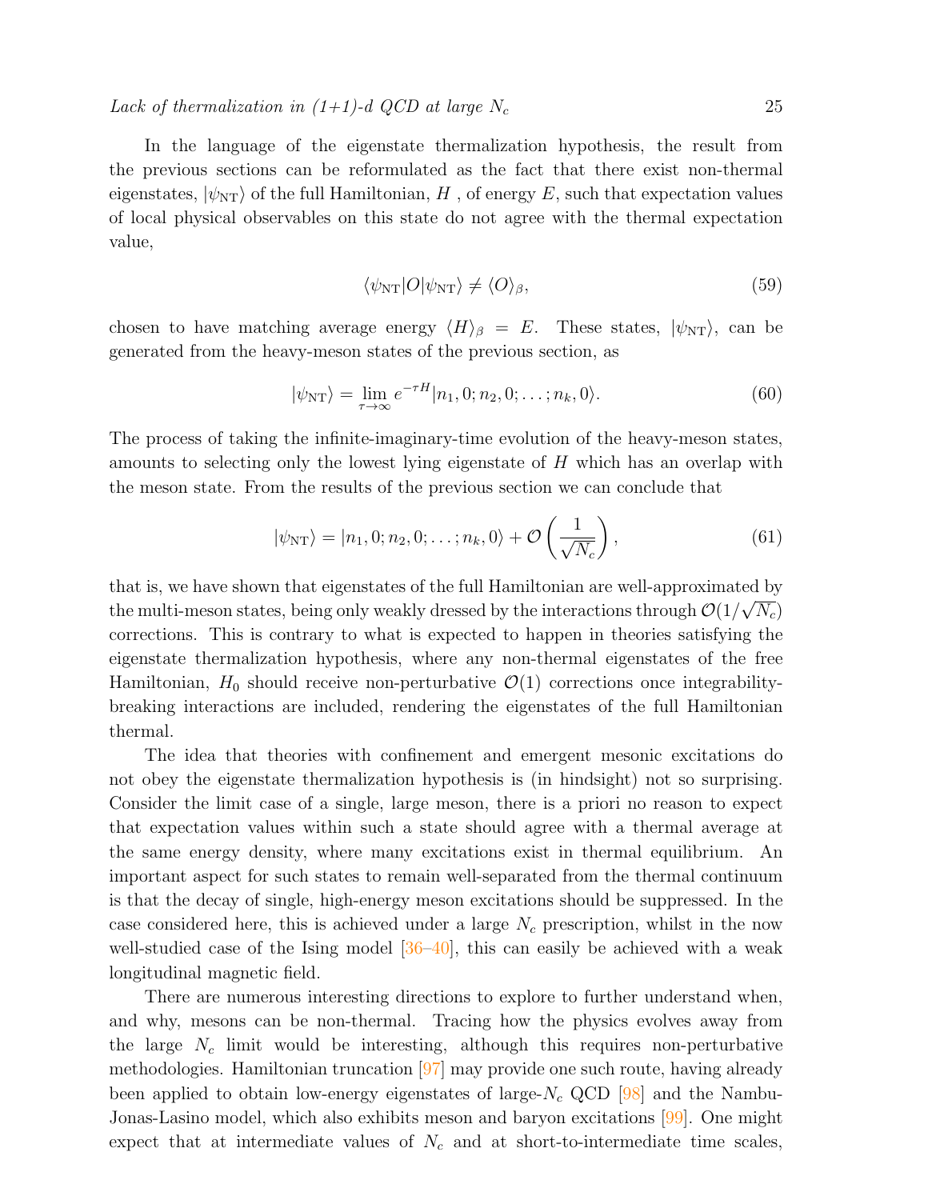In the language of the eigenstate thermalization hypothesis, the result from the previous sections can be reformulated as the fact that there exist non-thermal eigenstates, $|\psi_{\rm NT}\rangle$ of the full Hamiltonian, $H$ , of energy $E$, such that expectation values of local physical observables on this state do not agree with the thermal expectation value,

$$\langle\psi_{\rm NT}|O|\psi_{\rm NT}\rangle \neq \langle O\rangle_\beta, \tag{59}$$

chosen to have matching average energy $\langle H\rangle_\beta = E$. These states, $|\psi_{\rm NT}\rangle$, can be generated from the heavy-meson states of the previous section, as

$$|\psi_{\rm NT}\rangle = \lim_{\tau\to\infty} e^{-\tau H}|n_1, 0; n_2, 0; \ldots; n_k, 0\rangle. \tag{60}$$

The process of taking the infinite-imaginary-time evolution of the heavy-meson states, amounts to selecting only the lowest lying eigenstate of $H$ which has an overlap with the meson state. From the results of the previous section we can conclude that

$$|\psi_{\rm NT}\rangle = |n_1, 0; n_2, 0; \ldots; n_k, 0\rangle + \mathcal{O}\left(\frac{1}{\sqrt{N_c}}\right), \tag{61}$$

that is, we have shown that eigenstates of the full Hamiltonian are well-approximated by the multi-meson states, being only weakly dressed by the interactions through $\mathcal{O}(1/\sqrt{N_c})$ corrections. This is contrary to what is expected to happen in theories satisfying the eigenstate thermalization hypothesis, where any non-thermal eigenstates of the free Hamiltonian, $H_0$ should receive non-perturbative $\mathcal{O}(1)$ corrections once integrability-breaking interactions are included, rendering the eigenstates of the full Hamiltonian thermal.

The idea that theories with confinement and emergent mesonic excitations do not obey the eigenstate thermalization hypothesis is (in hindsight) not so surprising. Consider the limit case of a single, large meson, there is a priori no reason to expect that expectation values within such a state should agree with a thermal average at the same energy density, where many excitations exist in thermal equilibrium. An important aspect for such states to remain well-separated from the thermal continuum is that the decay of single, high-energy meson excitations should be suppressed. In the case considered here, this is achieved under a large $N_c$ prescription, whilst in the now well-studied case of the Ising model [36–40], this can easily be achieved with a weak longitudinal magnetic field.

There are numerous interesting directions to explore to further understand when, and why, mesons can be non-thermal. Tracing how the physics evolves away from the large $N_c$ limit would be interesting, although this requires non-perturbative methodologies. Hamiltonian truncation [97] may provide one such route, having already been applied to obtain low-energy eigenstates of large-$N_c$ QCD [98] and the Nambu-Jonas-Lasino model, which also exhibits meson and baryon excitations [99]. One might expect that at intermediate values of $N_c$ and at short-to-intermediate time scales,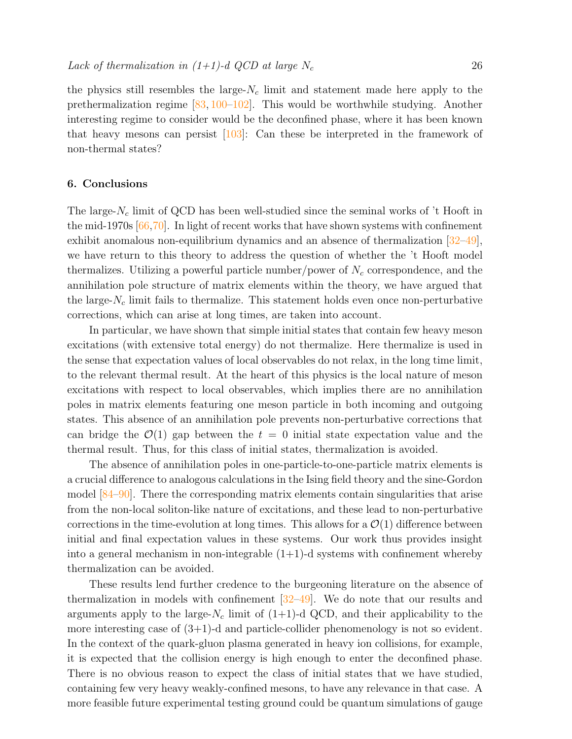the physics still resembles the large-$N_c$ limit and statement made here apply to the prethermalization regime [83, 100–102]. This would be worthwhile studying. Another interesting regime to consider would be the deconfined phase, where it has been known that heavy mesons can persist [103]: Can these be interpreted in the framework of non-thermal states?

## 6. Conclusions

The large-$N_c$ limit of QCD has been well-studied since the seminal works of 't Hooft in the mid-1970s [66,70]. In light of recent works that have shown systems with confinement exhibit anomalous non-equilibrium dynamics and an absence of thermalization [32–49], we have return to this theory to address the question of whether the 't Hooft model thermalizes. Utilizing a powerful particle number/power of $N_c$ correspondence, and the annihilation pole structure of matrix elements within the theory, we have argued that the large-$N_c$ limit fails to thermalize. This statement holds even once non-perturbative corrections, which can arise at long times, are taken into account.

In particular, we have shown that simple initial states that contain few heavy meson excitations (with extensive total energy) do not thermalize. Here thermalize is used in the sense that expectation values of local observables do not relax, in the long time limit, to the relevant thermal result. At the heart of this physics is the local nature of meson excitations with respect to local observables, which implies there are no annihilation poles in matrix elements featuring one meson particle in both incoming and outgoing states. This absence of an annihilation pole prevents non-perturbative corrections that can bridge the $\mathcal{O}(1)$ gap between the $t = 0$ initial state expectation value and the thermal result. Thus, for this class of initial states, thermalization is avoided.

The absence of annihilation poles in one-particle-to-one-particle matrix elements is a crucial difference to analogous calculations in the Ising field theory and the sine-Gordon model [84–90]. There the corresponding matrix elements contain singularities that arise from the non-local soliton-like nature of excitations, and these lead to non-perturbative corrections in the time-evolution at long times. This allows for a $\mathcal{O}(1)$ difference between initial and final expectation values in these systems. Our work thus provides insight into a general mechanism in non-integrable (1+1)-d systems with confinement whereby thermalization can be avoided.

These results lend further credence to the burgeoning literature on the absence of thermalization in models with confinement [32–49]. We do note that our results and arguments apply to the large-$N_c$ limit of (1+1)-d QCD, and their applicability to the more interesting case of (3+1)-d and particle-collider phenomenology is not so evident. In the context of the quark-gluon plasma generated in heavy ion collisions, for example, it is expected that the collision energy is high enough to enter the deconfined phase. There is no obvious reason to expect the class of initial states that we have studied, containing few very heavy weakly-confined mesons, to have any relevance in that case. A more feasible future experimental testing ground could be quantum simulations of gauge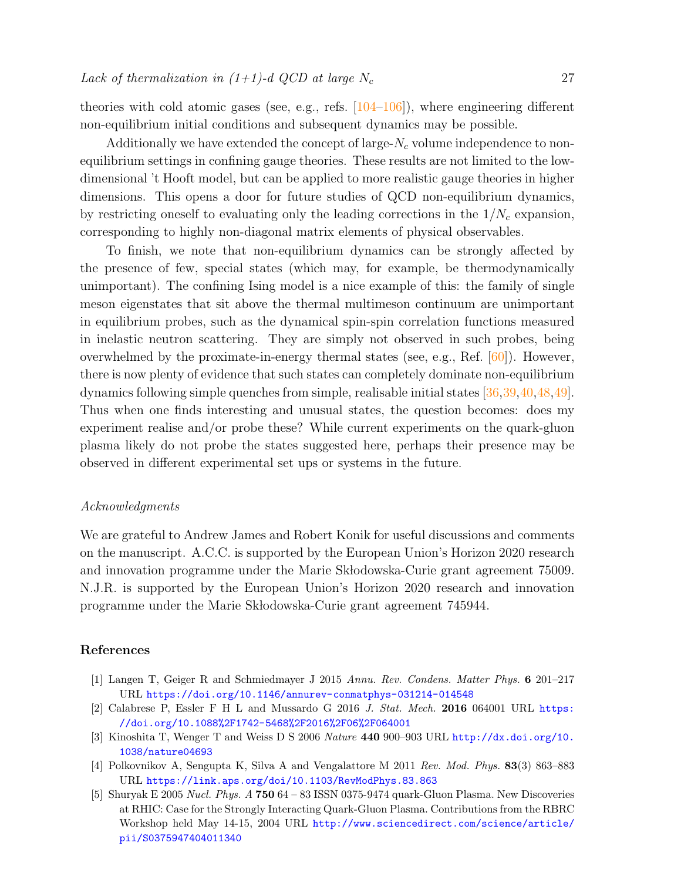theories with cold atomic gases (see, e.g., refs. [104–106]), where engineering different non-equilibrium initial conditions and subsequent dynamics may be possible.

Additionally we have extended the concept of large-$N_c$ volume independence to non-equilibrium settings in confining gauge theories. These results are not limited to the low-dimensional 't Hooft model, but can be applied to more realistic gauge theories in higher dimensions. This opens a door for future studies of QCD non-equilibrium dynamics, by restricting oneself to evaluating only the leading corrections in the $1/N_c$ expansion, corresponding to highly non-diagonal matrix elements of physical observables.

To finish, we note that non-equilibrium dynamics can be strongly affected by the presence of few, special states (which may, for example, be thermodynamically unimportant). The confining Ising model is a nice example of this: the family of single meson eigenstates that sit above the thermal multimeson continuum are unimportant in equilibrium probes, such as the dynamical spin-spin correlation functions measured in inelastic neutron scattering. They are simply not observed in such probes, being overwhelmed by the proximate-in-energy thermal states (see, e.g., Ref. [60]). However, there is now plenty of evidence that such states can completely dominate non-equilibrium dynamics following simple quenches from simple, realisable initial states [36,39,40,48,49]. Thus when one finds interesting and unusual states, the question becomes: does my experiment realise and/or probe these? While current experiments on the quark-gluon plasma likely do not probe the states suggested here, perhaps their presence may be observed in different experimental set ups or systems in the future.

*Acknowledgments*

We are grateful to Andrew James and Robert Konik for useful discussions and comments on the manuscript. A.C.C. is supported by the European Union's Horizon 2020 research and innovation programme under the Marie Skłodowska-Curie grant agreement 75009. N.J.R. is supported by the European Union's Horizon 2020 research and innovation programme under the Marie Skłodowska-Curie grant agreement 745944.

## References

[1] Langen T, Geiger R and Schmiedmayer J 2015 *Annu. Rev. Condens. Matter Phys.* **6** 201–217 URL https://doi.org/10.1146/annurev-conmatphys-031214-014548

[2] Calabrese P, Essler F H L and Mussardo G 2016 *J. Stat. Mech.* **2016** 064001 URL https://doi.org/10.1088%2F1742-5468%2F2016%2F06%2F064001

[3] Kinoshita T, Wenger T and Weiss D S 2006 *Nature* **440** 900–903 URL http://dx.doi.org/10.1038/nature04693

[4] Polkovnikov A, Sengupta K, Silva A and Vengalattore M 2011 *Rev. Mod. Phys.* **83**(3) 863–883 URL https://link.aps.org/doi/10.1103/RevModPhys.83.863

[5] Shuryak E 2005 *Nucl. Phys. A* **750** 64 – 83 ISSN 0375-9474 quark-Gluon Plasma. New Discoveries at RHIC: Case for the Strongly Interacting Quark-Gluon Plasma. Contributions from the RBRC Workshop held May 14-15, 2004 URL http://www.sciencedirect.com/science/article/pii/S0375947404011340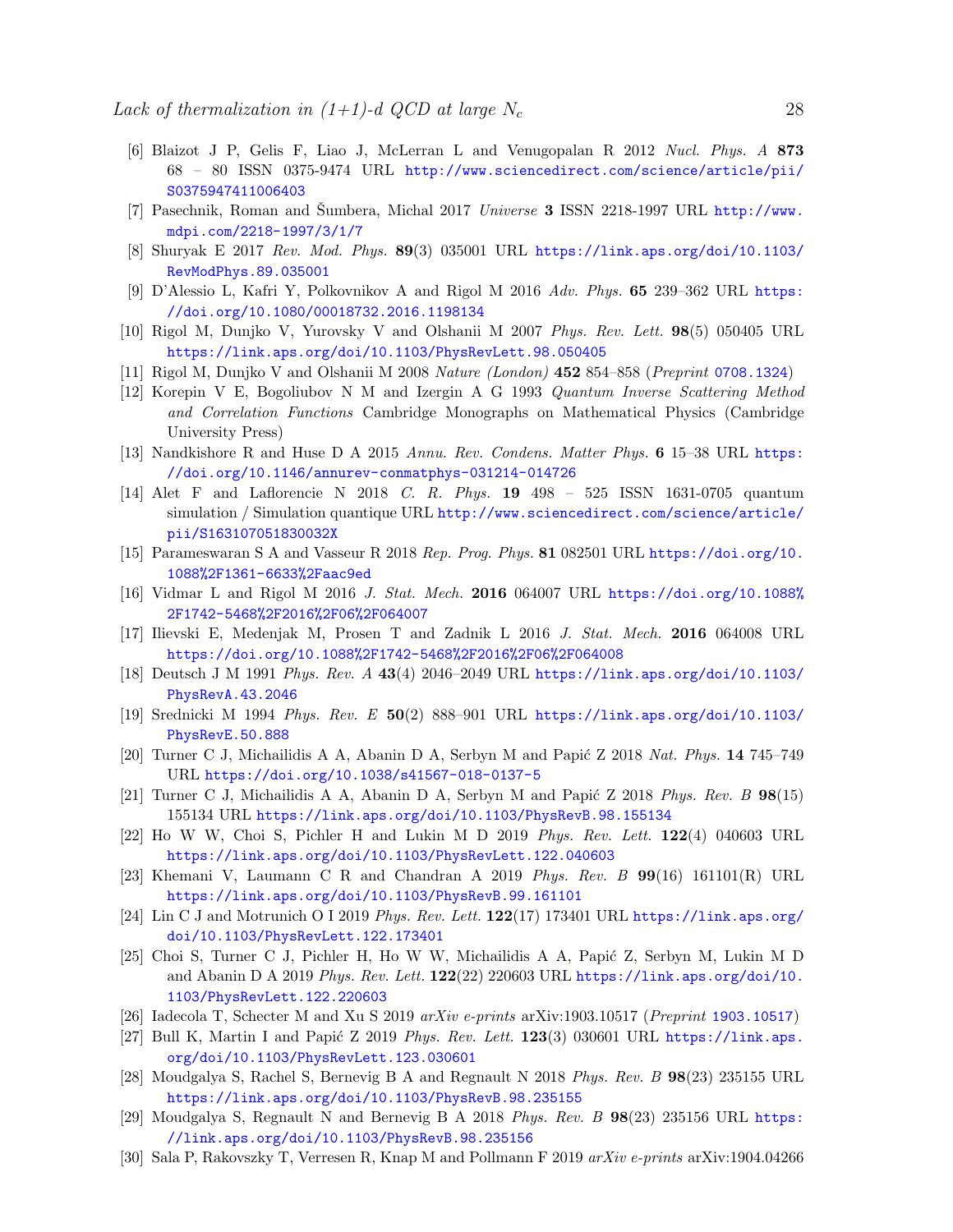[6] Blaizot J P, Gelis F, Liao J, McLerran L and Venugopalan R 2012 *Nucl. Phys. A* **873** 68 – 80 ISSN 0375-9474 URL http://www.sciencedirect.com/science/article/pii/S0375947411006403

[7] Pasechnik, Roman and Šumbera, Michal 2017 *Universe* **3** ISSN 2218-1997 URL http://www.mdpi.com/2218-1997/3/1/7

[8] Shuryak E 2017 *Rev. Mod. Phys.* **89**(3) 035001 URL https://link.aps.org/doi/10.1103/RevModPhys.89.035001

[9] D'Alessio L, Kafri Y, Polkovnikov A and Rigol M 2016 *Adv. Phys.* **65** 239–362 URL https://doi.org/10.1080/00018732.2016.1198134

[10] Rigol M, Dunjko V, Yurovsky V and Olshanii M 2007 *Phys. Rev. Lett.* **98**(5) 050405 URL https://link.aps.org/doi/10.1103/PhysRevLett.98.050405

[11] Rigol M, Dunjko V and Olshanii M 2008 *Nature (London)* **452** 854–858 (*Preprint* 0708.1324)

[12] Korepin V E, Bogoliubov N M and Izergin A G 1993 *Quantum Inverse Scattering Method and Correlation Functions* Cambridge Monographs on Mathematical Physics (Cambridge University Press)

[13] Nandkishore R and Huse D A 2015 *Annu. Rev. Condens. Matter Phys.* **6** 15–38 URL https://doi.org/10.1146/annurev-conmatphys-031214-014726

[14] Alet F and Laflorencie N 2018 *C. R. Phys.* **19** 498 – 525 ISSN 1631-0705 quantum simulation / Simulation quantique URL http://www.sciencedirect.com/science/article/pii/S163107051830032X

[15] Parameswaran S A and Vasseur R 2018 *Rep. Prog. Phys.* **81** 082501 URL https://doi.org/10.1088%2F1361-6633%2Faac9ed

[16] Vidmar L and Rigol M 2016 *J. Stat. Mech.* **2016** 064007 URL https://doi.org/10.1088%2F1742-5468%2F2016%2F06%2F064007

[17] Ilievski E, Medenjak M, Prosen T and Zadnik L 2016 *J. Stat. Mech.* **2016** 064008 URL https://doi.org/10.1088%2F1742-5468%2F2016%2F06%2F064008

[18] Deutsch J M 1991 *Phys. Rev. A* **43**(4) 2046–2049 URL https://link.aps.org/doi/10.1103/PhysRevA.43.2046

[19] Srednicki M 1994 *Phys. Rev. E* **50**(2) 888–901 URL https://link.aps.org/doi/10.1103/PhysRevE.50.888

[20] Turner C J, Michailidis A A, Abanin D A, Serbyn M and Papić Z 2018 *Nat. Phys.* **14** 745–749 URL https://doi.org/10.1038/s41567-018-0137-5

[21] Turner C J, Michailidis A A, Abanin D A, Serbyn M and Papić Z 2018 *Phys. Rev. B* **98**(15) 155134 URL https://link.aps.org/doi/10.1103/PhysRevB.98.155134

[22] Ho W W, Choi S, Pichler H and Lukin M D 2019 *Phys. Rev. Lett.* **122**(4) 040603 URL https://link.aps.org/doi/10.1103/PhysRevLett.122.040603

[23] Khemani V, Laumann C R and Chandran A 2019 *Phys. Rev. B* **99**(16) 161101(R) URL https://link.aps.org/doi/10.1103/PhysRevB.99.161101

[24] Lin C J and Motrunich O I 2019 *Phys. Rev. Lett.* **122**(17) 173401 URL https://link.aps.org/doi/10.1103/PhysRevLett.122.173401

[25] Choi S, Turner C J, Pichler H, Ho W W, Michailidis A A, Papić Z, Serbyn M, Lukin M D and Abanin D A 2019 *Phys. Rev. Lett.* **122**(22) 220603 URL https://link.aps.org/doi/10.1103/PhysRevLett.122.220603

[26] Iadecola T, Schecter M and Xu S 2019 *arXiv e-prints* arXiv:1903.10517 (*Preprint* 1903.10517)

[27] Bull K, Martin I and Papić Z 2019 *Phys. Rev. Lett.* **123**(3) 030601 URL https://link.aps.org/doi/10.1103/PhysRevLett.123.030601

[28] Moudgalya S, Rachel S, Bernevig B A and Regnault N 2018 *Phys. Rev. B* **98**(23) 235155 URL https://link.aps.org/doi/10.1103/PhysRevB.98.235155

[29] Moudgalya S, Regnault N and Bernevig B A 2018 *Phys. Rev. B* **98**(23) 235156 URL https://link.aps.org/doi/10.1103/PhysRevB.98.235156

[30] Sala P, Rakovszky T, Verresen R, Knap M and Pollmann F 2019 *arXiv e-prints* arXiv:1904.04266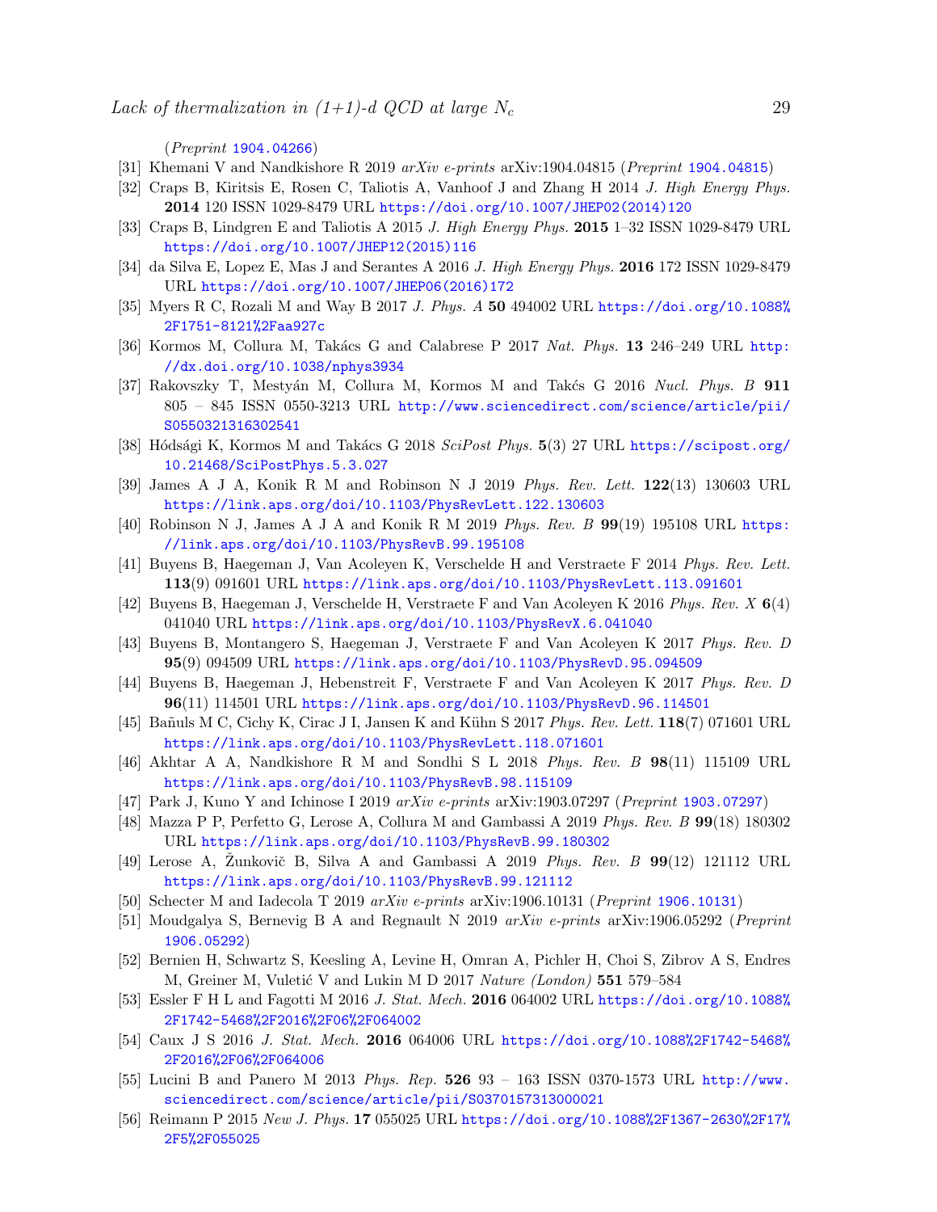(*Preprint* 1904.04266)

[31] Khemani V and Nandkishore R 2019 *arXiv e-prints* arXiv:1904.04815 (*Preprint* 1904.04815)

[32] Craps B, Kiritsis E, Rosen C, Taliotis A, Vanhoof J and Zhang H 2014 *J. High Energy Phys.* **2014** 120 ISSN 1029-8479 URL https://doi.org/10.1007/JHEP02(2014)120

[33] Craps B, Lindgren E and Taliotis A 2015 *J. High Energy Phys.* **2015** 1–32 ISSN 1029-8479 URL https://doi.org/10.1007/JHEP12(2015)116

[34] da Silva E, Lopez E, Mas J and Serantes A 2016 *J. High Energy Phys.* **2016** 172 ISSN 1029-8479 URL https://doi.org/10.1007/JHEP06(2016)172

[35] Myers R C, Rozali M and Way B 2017 *J. Phys. A* **50** 494002 URL https://doi.org/10.1088%2F1751-8121%2Faa927c

[36] Kormos M, Collura M, Takács G and Calabrese P 2017 *Nat. Phys.* **13** 246–249 URL http://dx.doi.org/10.1038/nphys3934

[37] Rakovszky T, Mestyán M, Collura M, Kormos M and Takćs G 2016 *Nucl. Phys. B* **911** 805 – 845 ISSN 0550-3213 URL http://www.sciencedirect.com/science/article/pii/S0550321316302541

[38] Hódsági K, Kormos M and Takács G 2018 *SciPost Phys.* **5**(3) 27 URL https://scipost.org/10.21468/SciPostPhys.5.3.027

[39] James A J A, Konik R M and Robinson N J 2019 *Phys. Rev. Lett.* **122**(13) 130603 URL https://link.aps.org/doi/10.1103/PhysRevLett.122.130603

[40] Robinson N J, James A J A and Konik R M 2019 *Phys. Rev. B* **99**(19) 195108 URL https://link.aps.org/doi/10.1103/PhysRevB.99.195108

[41] Buyens B, Haegeman J, Van Acoleyen K, Verschelde H and Verstraete F 2014 *Phys. Rev. Lett.* **113**(9) 091601 URL https://link.aps.org/doi/10.1103/PhysRevLett.113.091601

[42] Buyens B, Haegeman J, Verschelde H, Verstraete F and Van Acoleyen K 2016 *Phys. Rev. X* **6**(4) 041040 URL https://link.aps.org/doi/10.1103/PhysRevX.6.041040

[43] Buyens B, Montangero S, Haegeman J, Verstraete F and Van Acoleyen K 2017 *Phys. Rev. D* **95**(9) 094509 URL https://link.aps.org/doi/10.1103/PhysRevD.95.094509

[44] Buyens B, Haegeman J, Hebenstreit F, Verstraete F and Van Acoleyen K 2017 *Phys. Rev. D* **96**(11) 114501 URL https://link.aps.org/doi/10.1103/PhysRevD.96.114501

[45] Bañuls M C, Cichy K, Cirac J I, Jansen K and Kühn S 2017 *Phys. Rev. Lett.* **118**(7) 071601 URL https://link.aps.org/doi/10.1103/PhysRevLett.118.071601

[46] Akhtar A A, Nandkishore R M and Sondhi S L 2018 *Phys. Rev. B* **98**(11) 115109 URL https://link.aps.org/doi/10.1103/PhysRevB.98.115109

[47] Park J, Kuno Y and Ichinose I 2019 *arXiv e-prints* arXiv:1903.07297 (*Preprint* 1903.07297)

[48] Mazza P P, Perfetto G, Lerose A, Collura M and Gambassi A 2019 *Phys. Rev. B* **99**(18) 180302 URL https://link.aps.org/doi/10.1103/PhysRevB.99.180302

[49] Lerose A, Žunkovič B, Silva A and Gambassi A 2019 *Phys. Rev. B* **99**(12) 121112 URL https://link.aps.org/doi/10.1103/PhysRevB.99.121112

[50] Schecter M and Iadecola T 2019 *arXiv e-prints* arXiv:1906.10131 (*Preprint* 1906.10131)

[51] Moudgalya S, Bernevig B A and Regnault N 2019 *arXiv e-prints* arXiv:1906.05292 (*Preprint* 1906.05292)

[52] Bernien H, Schwartz S, Keesling A, Levine H, Omran A, Pichler H, Choi S, Zibrov A S, Endres M, Greiner M, Vuletić V and Lukin M D 2017 *Nature (London)* **551** 579–584

[53] Essler F H L and Fagotti M 2016 *J. Stat. Mech.* **2016** 064002 URL https://doi.org/10.1088%2F1742-5468%2F2016%2F06%2F064002

[54] Caux J S 2016 *J. Stat. Mech.* **2016** 064006 URL https://doi.org/10.1088%2F1742-5468%2F2016%2F06%2F064006

[55] Lucini B and Panero M 2013 *Phys. Rep.* **526** 93 – 163 ISSN 0370-1573 URL http://www.sciencedirect.com/science/article/pii/S0370157313000021

[56] Reimann P 2015 *New J. Phys.* **17** 055025 URL https://doi.org/10.1088%2F1367-2630%2F17%2F5%2F055025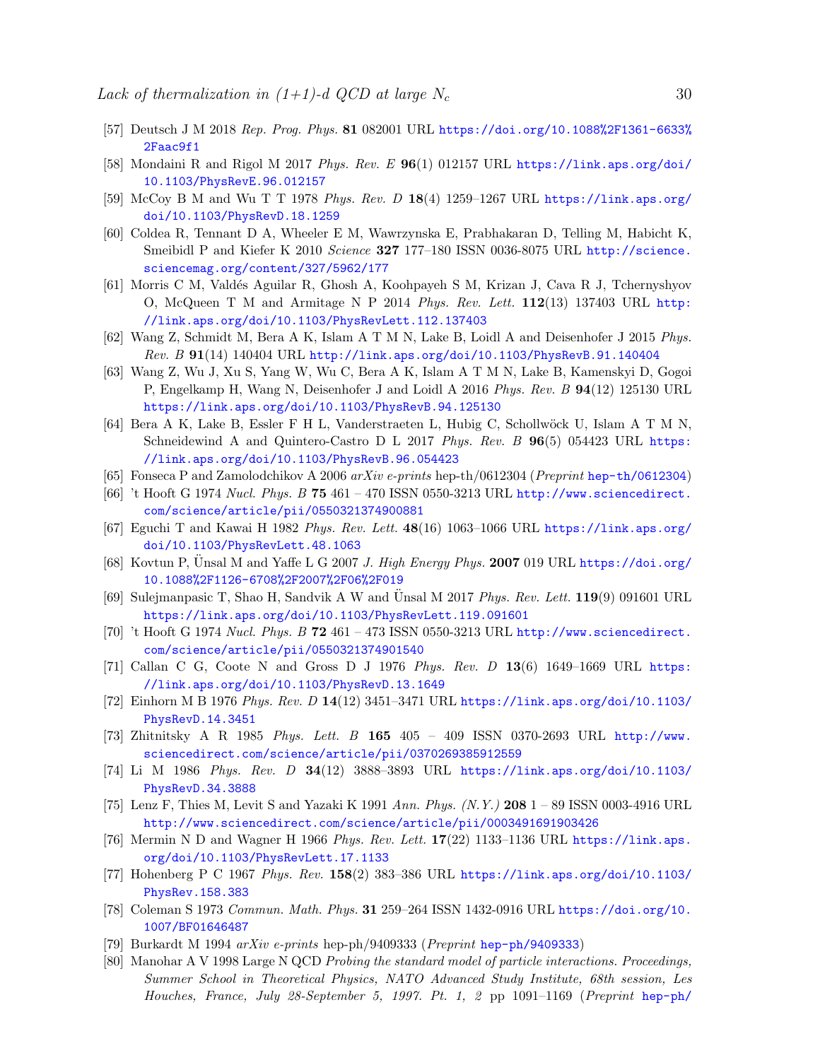[57] Deutsch J M 2018 *Rep. Prog. Phys.* **81** 082001 URL https://doi.org/10.1088%2F1361-6633%2Faac9f1

[58] Mondaini R and Rigol M 2017 *Phys. Rev. E* **96**(1) 012157 URL https://link.aps.org/doi/10.1103/PhysRevE.96.012157

[59] McCoy B M and Wu T T 1978 *Phys. Rev. D* **18**(4) 1259–1267 URL https://link.aps.org/doi/10.1103/PhysRevD.18.1259

[60] Coldea R, Tennant D A, Wheeler E M, Wawrzynska E, Prabhakaran D, Telling M, Habicht K, Smeibidl P and Kiefer K 2010 *Science* **327** 177–180 ISSN 0036-8075 URL http://science.sciencemag.org/content/327/5962/177

[61] Morris C M, Valdés Aguilar R, Ghosh A, Koohpayeh S M, Krizan J, Cava R J, Tchernyshyov O, McQueen T M and Armitage N P 2014 *Phys. Rev. Lett.* **112**(13) 137403 URL http://link.aps.org/doi/10.1103/PhysRevLett.112.137403

[62] Wang Z, Schmidt M, Bera A K, Islam A T M N, Lake B, Loidl A and Deisenhofer J 2015 *Phys. Rev. B* **91**(14) 140404 URL http://link.aps.org/doi/10.1103/PhysRevB.91.140404

[63] Wang Z, Wu J, Xu S, Yang W, Wu C, Bera A K, Islam A T M N, Lake B, Kamenskyi D, Gogoi P, Engelkamp H, Wang N, Deisenhofer J and Loidl A 2016 *Phys. Rev. B* **94**(12) 125130 URL https://link.aps.org/doi/10.1103/PhysRevB.94.125130

[64] Bera A K, Lake B, Essler F H L, Vanderstraeten L, Hubig C, Schollwöck U, Islam A T M N, Schneidewind A and Quintero-Castro D L 2017 *Phys. Rev. B* **96**(5) 054423 URL https://link.aps.org/doi/10.1103/PhysRevB.96.054423

[65] Fonseca P and Zamolodchikov A 2006 *arXiv e-prints* hep-th/0612304 (*Preprint* hep-th/0612304)

[66] 't Hooft G 1974 *Nucl. Phys. B* **75** 461 – 470 ISSN 0550-3213 URL http://www.sciencedirect.com/science/article/pii/0550321374900881

[67] Eguchi T and Kawai H 1982 *Phys. Rev. Lett.* **48**(16) 1063–1066 URL https://link.aps.org/doi/10.1103/PhysRevLett.48.1063

[68] Kovtun P, Ünsal M and Yaffe L G 2007 *J. High Energy Phys.* **2007** 019 URL https://doi.org/10.1088%2F1126-6708%2F2007%2F06%2F019

[69] Sulejmanpasic T, Shao H, Sandvik A W and Ünsal M 2017 *Phys. Rev. Lett.* **119**(9) 091601 URL https://link.aps.org/doi/10.1103/PhysRevLett.119.091601

[70] 't Hooft G 1974 *Nucl. Phys. B* **72** 461 – 473 ISSN 0550-3213 URL http://www.sciencedirect.com/science/article/pii/0550321374901540

[71] Callan C G, Coote N and Gross D J 1976 *Phys. Rev. D* **13**(6) 1649–1669 URL https://link.aps.org/doi/10.1103/PhysRevD.13.1649

[72] Einhorn M B 1976 *Phys. Rev. D* **14**(12) 3451–3471 URL https://link.aps.org/doi/10.1103/PhysRevD.14.3451

[73] Zhitnitsky A R 1985 *Phys. Lett. B* **165** 405 – 409 ISSN 0370-2693 URL http://www.sciencedirect.com/science/article/pii/0370269385912559

[74] Li M 1986 *Phys. Rev. D* **34**(12) 3888–3893 URL https://link.aps.org/doi/10.1103/PhysRevD.34.3888

[75] Lenz F, Thies M, Levit S and Yazaki K 1991 *Ann. Phys. (N.Y.)* **208** 1 – 89 ISSN 0003-4916 URL http://www.sciencedirect.com/science/article/pii/0003491691903426

[76] Mermin N D and Wagner H 1966 *Phys. Rev. Lett.* **17**(22) 1133–1136 URL https://link.aps.org/doi/10.1103/PhysRevLett.17.1133

[77] Hohenberg P C 1967 *Phys. Rev.* **158**(2) 383–386 URL https://link.aps.org/doi/10.1103/PhysRev.158.383

[78] Coleman S 1973 *Commun. Math. Phys.* **31** 259–264 ISSN 1432-0916 URL https://doi.org/10.1007/BF01646487

[79] Burkardt M 1994 *arXiv e-prints* hep-ph/9409333 (*Preprint* hep-ph/9409333)

[80] Manohar A V 1998 Large N QCD *Probing the standard model of particle interactions. Proceedings, Summer School in Theoretical Physics, NATO Advanced Study Institute, 68th session, Les Houches, France, July 28-September 5, 1997. Pt. 1, 2* pp 1091–1169 (*Preprint* hep-ph/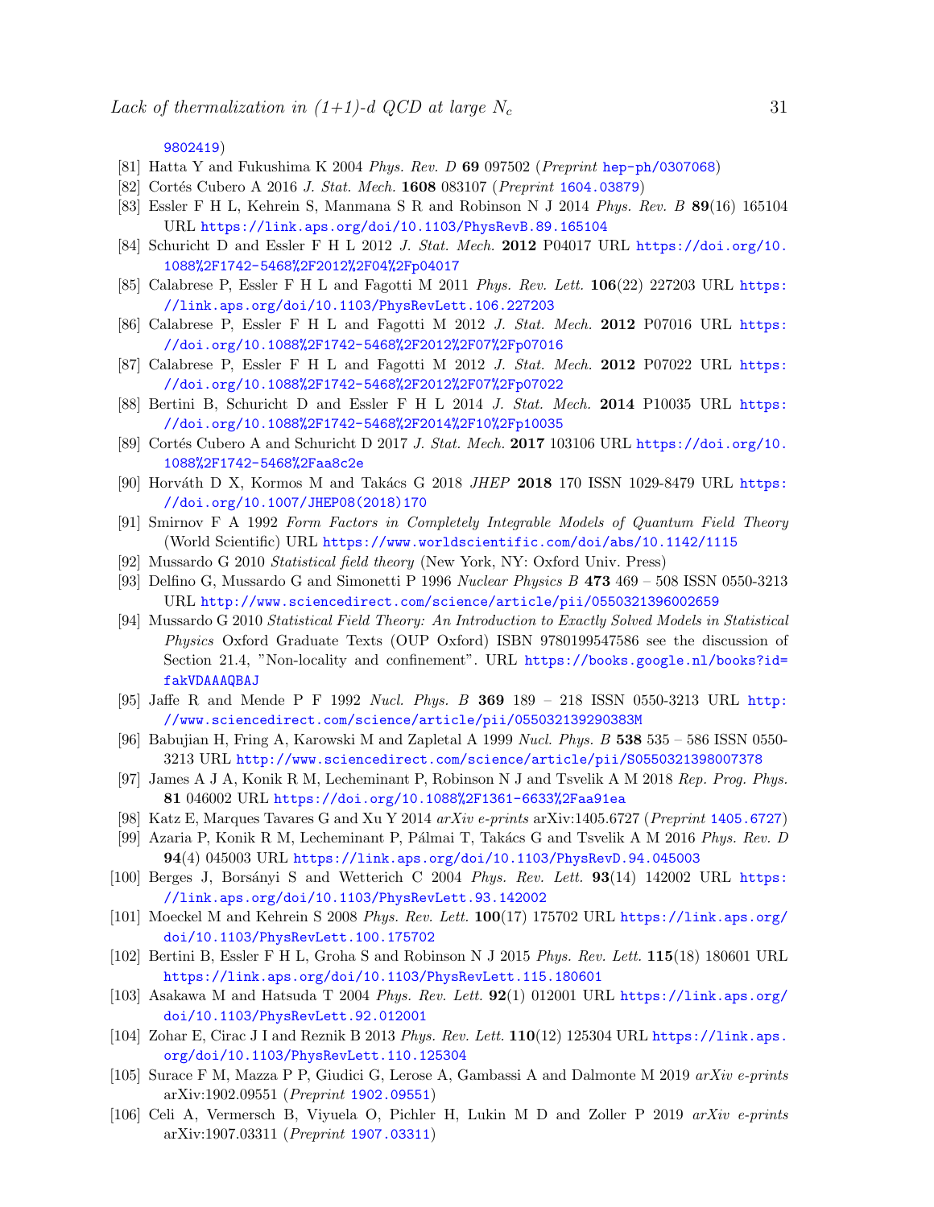9802419)

[81] Hatta Y and Fukushima K 2004 *Phys. Rev. D* **69** 097502 (*Preprint* hep-ph/0307068)

[82] Cortés Cubero A 2016 *J. Stat. Mech.* **1608** 083107 (*Preprint* 1604.03879)

[83] Essler F H L, Kehrein S, Manmana S R and Robinson N J 2014 *Phys. Rev. B* **89**(16) 165104 URL https://link.aps.org/doi/10.1103/PhysRevB.89.165104

[84] Schuricht D and Essler F H L 2012 *J. Stat. Mech.* **2012** P04017 URL https://doi.org/10.1088%2F1742-5468%2F2012%2F04%2Fp04017

[85] Calabrese P, Essler F H L and Fagotti M 2011 *Phys. Rev. Lett.* **106**(22) 227203 URL https://link.aps.org/doi/10.1103/PhysRevLett.106.227203

[86] Calabrese P, Essler F H L and Fagotti M 2012 *J. Stat. Mech.* **2012** P07016 URL https://doi.org/10.1088%2F1742-5468%2F2012%2F07%2Fp07016

[87] Calabrese P, Essler F H L and Fagotti M 2012 *J. Stat. Mech.* **2012** P07022 URL https://doi.org/10.1088%2F1742-5468%2F2012%2F07%2Fp07022

[88] Bertini B, Schuricht D and Essler F H L 2014 *J. Stat. Mech.* **2014** P10035 URL https://doi.org/10.1088%2F1742-5468%2F2014%2F10%2Fp10035

[89] Cortés Cubero A and Schuricht D 2017 *J. Stat. Mech.* **2017** 103106 URL https://doi.org/10.1088%2F1742-5468%2Faa8c2e

[90] Horváth D X, Kormos M and Takács G 2018 *JHEP* **2018** 170 ISSN 1029-8479 URL https://doi.org/10.1007/JHEP08(2018)170

[91] Smirnov F A 1992 *Form Factors in Completely Integrable Models of Quantum Field Theory* (World Scientific) URL https://www.worldscientific.com/doi/abs/10.1142/1115

[92] Mussardo G 2010 *Statistical field theory* (New York, NY: Oxford Univ. Press)

[93] Delfino G, Mussardo G and Simonetti P 1996 *Nuclear Physics B* **473** 469 – 508 ISSN 0550-3213 URL http://www.sciencedirect.com/science/article/pii/0550321396002659

[94] Mussardo G 2010 *Statistical Field Theory: An Introduction to Exactly Solved Models in Statistical Physics* Oxford Graduate Texts (OUP Oxford) ISBN 9780199547586 see the discussion of Section 21.4, "Non-locality and confinement". URL https://books.google.nl/books?id=fakVDAAAQBAJ

[95] Jaffe R and Mende P F 1992 *Nucl. Phys. B* **369** 189 – 218 ISSN 0550-3213 URL http://www.sciencedirect.com/science/article/pii/055032139290383M

[96] Babujian H, Fring A, Karowski M and Zapletal A 1999 *Nucl. Phys. B* **538** 535 – 586 ISSN 0550-3213 URL http://www.sciencedirect.com/science/article/pii/S0550321398007378

[97] James A J A, Konik R M, Lecheminant P, Robinson N J and Tsvelik A M 2018 *Rep. Prog. Phys.* **81** 046002 URL https://doi.org/10.1088%2F1361-6633%2Faa91ea

[98] Katz E, Marques Tavares G and Xu Y 2014 *arXiv e-prints* arXiv:1405.6727 (*Preprint* 1405.6727)

[99] Azaria P, Konik R M, Lecheminant P, Pálmai T, Takács G and Tsvelik A M 2016 *Phys. Rev. D* **94**(4) 045003 URL https://link.aps.org/doi/10.1103/PhysRevD.94.045003

[100] Berges J, Borsányi S and Wetterich C 2004 *Phys. Rev. Lett.* **93**(14) 142002 URL https://link.aps.org/doi/10.1103/PhysRevLett.93.142002

[101] Moeckel M and Kehrein S 2008 *Phys. Rev. Lett.* **100**(17) 175702 URL https://link.aps.org/doi/10.1103/PhysRevLett.100.175702

[102] Bertini B, Essler F H L, Groha S and Robinson N J 2015 *Phys. Rev. Lett.* **115**(18) 180601 URL https://link.aps.org/doi/10.1103/PhysRevLett.115.180601

[103] Asakawa M and Hatsuda T 2004 *Phys. Rev. Lett.* **92**(1) 012001 URL https://link.aps.org/doi/10.1103/PhysRevLett.92.012001

[104] Zohar E, Cirac J I and Reznik B 2013 *Phys. Rev. Lett.* **110**(12) 125304 URL https://link.aps.org/doi/10.1103/PhysRevLett.110.125304

[105] Surace F M, Mazza P P, Giudici G, Lerose A, Gambassi A and Dalmonte M 2019 *arXiv e-prints* arXiv:1902.09551 (*Preprint* 1902.09551)

[106] Celi A, Vermersch B, Viyuela O, Pichler H, Lukin M D and Zoller P 2019 *arXiv e-prints* arXiv:1907.03311 (*Preprint* 1907.03311)